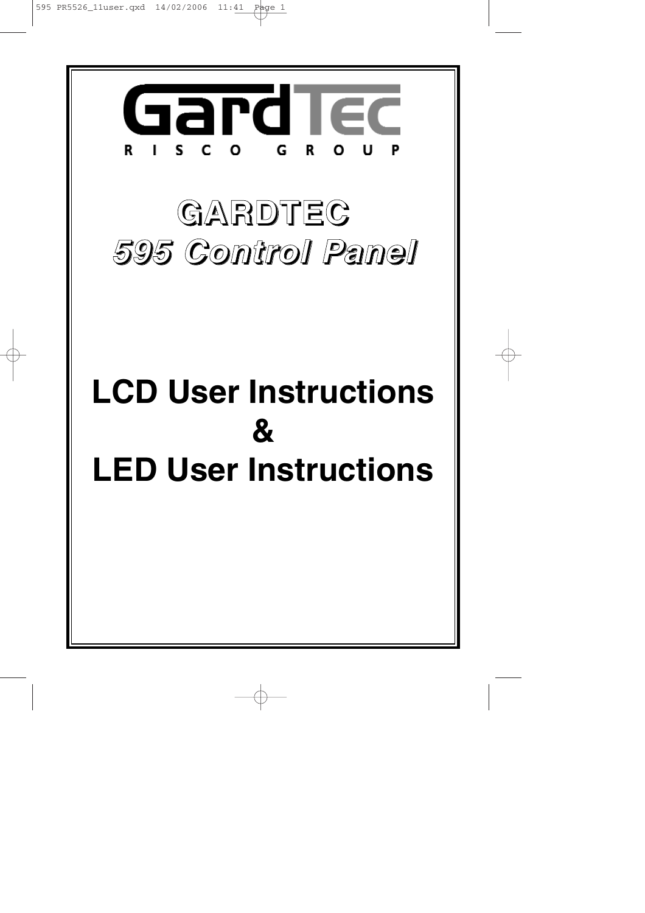GardTec

RISCO GROUP

# GARDTEC
# *595 Control Panel*

# LCD User Instructions
# &
# LED User Instructions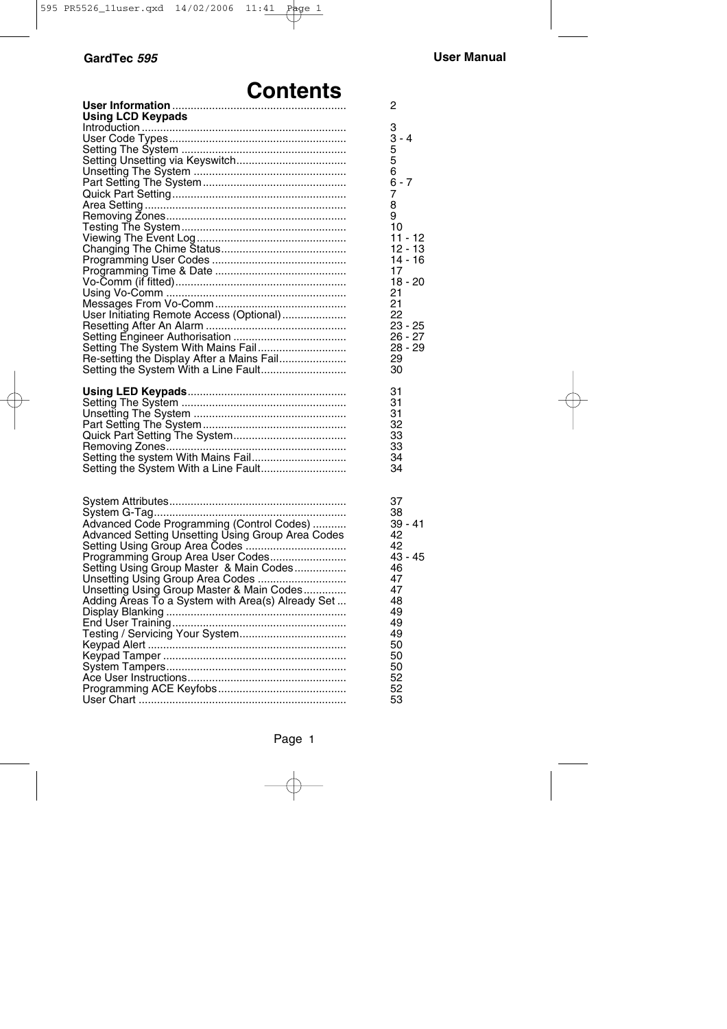# Contents

| | |
|---|---|
| **User Information** | 2 |
| **Using LCD Keypads** | |
| Introduction | 3 |
| User Code Types | 3 - 4 |
| Setting The System | 5 |
| Setting Unsetting via Keyswitch | 5 |
| Unsetting The System | 6 |
| Part Setting The System | 6 - 7 |
| Quick Part Setting | 7 |
| Area Setting | 8 |
| Removing Zones | 9 |
| Testing The System | 10 |
| Viewing The Event Log | 11 - 12 |
| Changing The Chime Status | 12 - 13 |
| Programming User Codes | 14 - 16 |
| Programming Time & Date | 17 |
| Vo-Comm (if fitted) | 18 - 20 |
| Using Vo-Comm | 21 |
| Messages From Vo-Comm | 21 |
| User Initiating Remote Access (Optional) | 22 |
| Resetting After An Alarm | 23 - 25 |
| Setting Engineer Authorisation | 26 - 27 |
| Setting The System With Mains Fail | 28 - 29 |
| Re-setting the Display After a Mains Fail | 29 |
| Setting the System With a Line Fault | 30 |
| | |
| **Using LED Keypads** | 31 |
| Setting The System | 31 |
| Unsetting The System | 31 |
| Part Setting The System | 32 |
| Quick Part Setting The System | 33 |
| Removing Zones | 33 |
| Setting the system With Mains Fail | 34 |
| Setting the System With a Line Fault | 34 |
| | |
| System Attributes | 37 |
| System G-Tag | 38 |
| Advanced Code Programming (Control Codes) | 39 - 41 |
| Advanced Setting Unsetting Using Group Area Codes | 42 |
| Setting Using Group Area Codes | 42 |
| Programming Group Area User Codes | 43 - 45 |
| Setting Using Group Master & Main Codes | 46 |
| Unsetting Using Group Area Codes | 47 |
| Unsetting Using Group Master & Main Codes | 47 |
| Adding Areas To a System with Area(s) Already Set | 48 |
| Display Blanking | 49 |
| End User Training | 49 |
| Testing / Servicing Your System | 49 |
| Keypad Alert | 50 |
| Keypad Tamper | 50 |
| System Tampers | 50 |
| Ace User Instructions | 52 |
| Programming ACE Keyfobs | 52 |
| User Chart | 53 |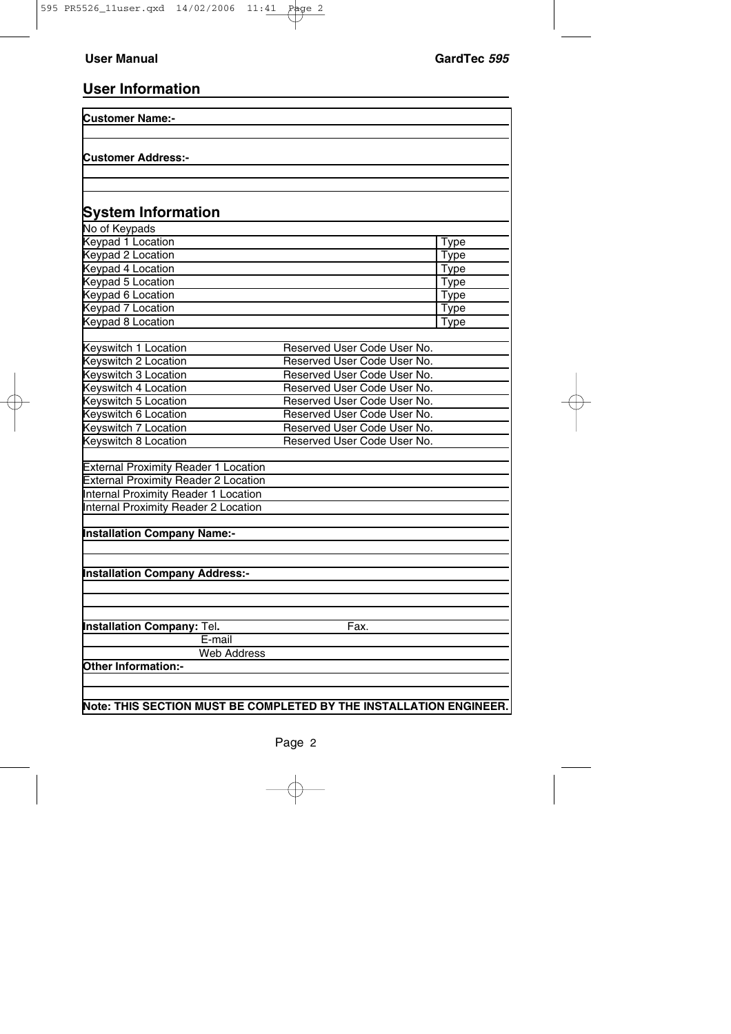## User Information

**Customer Name:-**

**Customer Address:-**

## System Information

No of Keypads

| | |
|---|---|
| Keypad 1 Location | Type |
| Keypad 2 Location | Type |
| Keypad 4 Location | Type |
| Keypad 5 Location | Type |
| Keypad 6 Location | Type |
| Keypad 7 Location | Type |
| Keypad 8 Location | Type |

| | |
|---|---|
| Keyswitch 1 Location | Reserved User Code User No. |
| Keyswitch 2 Location | Reserved User Code User No. |
| Keyswitch 3 Location | Reserved User Code User No. |
| Keyswitch 4 Location | Reserved User Code User No. |
| Keyswitch 5 Location | Reserved User Code User No. |
| Keyswitch 6 Location | Reserved User Code User No. |
| Keyswitch 7 Location | Reserved User Code User No. |
| Keyswitch 8 Location | Reserved User Code User No. |

External Proximity Reader 1 Location

External Proximity Reader 2 Location

Internal Proximity Reader 1 Location

Internal Proximity Reader 2 Location

**Installation Company Name:-**

**Installation Company Address:-**

**Installation Company:** Tel. Fax.

E-mail

Web Address

**Other Information:-**

**Note: THIS SECTION MUST BE COMPLETED BY THE INSTALLATION ENGINEER.**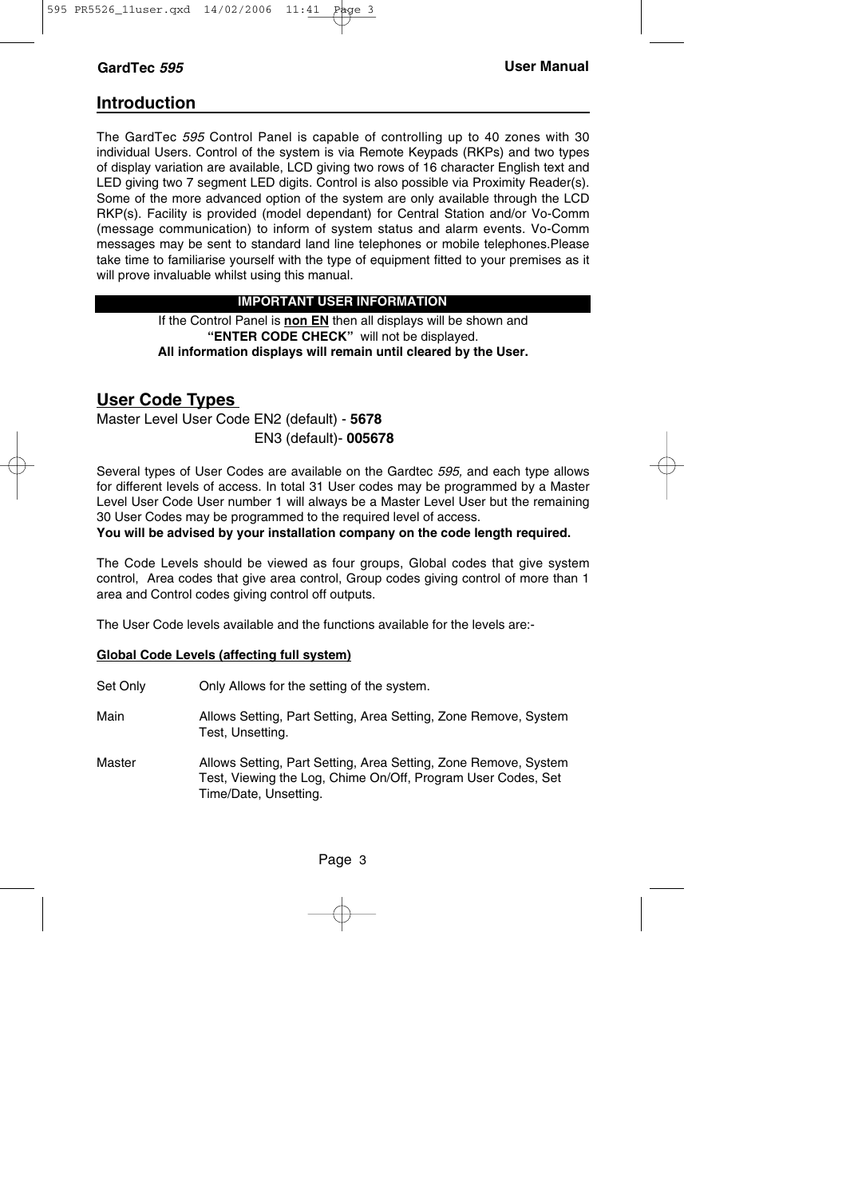## Introduction

The GardTec *595* Control Panel is capable of controlling up to 40 zones with 30 individual Users. Control of the system is via Remote Keypads (RKPs) and two types of display variation are available, LCD giving two rows of 16 character English text and LED giving two 7 segment LED digits. Control is also possible via Proximity Reader(s). Some of the more advanced option of the system are only available through the LCD RKP(s). Facility is provided (model dependant) for Central Station and/or Vo-Comm (message communication) to inform of system status and alarm events. Vo-Comm messages may be sent to standard land line telephones or mobile telephones.Please take time to familiarise yourself with the type of equipment fitted to your premises as it will prove invaluable whilst using this manual.

**IMPORTANT USER INFORMATION**

If the Control Panel is **non EN** then all displays will be shown and **"ENTER CODE CHECK"** will not be displayed.
**All information displays will remain until cleared by the User.**

## User Code Types

Master Level User Code EN2 (default) - **5678**
EN3 (default)- **005678**

Several types of User Codes are available on the Gardtec *595,* and each type allows for different levels of access. In total 31 User codes may be programmed by a Master Level User Code User number 1 will always be a Master Level User but the remaining 30 User Codes may be programmed to the required level of access.
**You will be advised by your installation company on the code length required.**

The Code Levels should be viewed as four groups, Global codes that give system control, Area codes that give area control, Group codes giving control of more than 1 area and Control codes giving control off outputs.

The User Code levels available and the functions available for the levels are:-

**Global Code Levels (affecting full system)**

Set Only — Only Allows for the setting of the system.

Main — Allows Setting, Part Setting, Area Setting, Zone Remove, System Test, Unsetting.

Master — Allows Setting, Part Setting, Area Setting, Zone Remove, System Test, Viewing the Log, Chime On/Off, Program User Codes, Set Time/Date, Unsetting.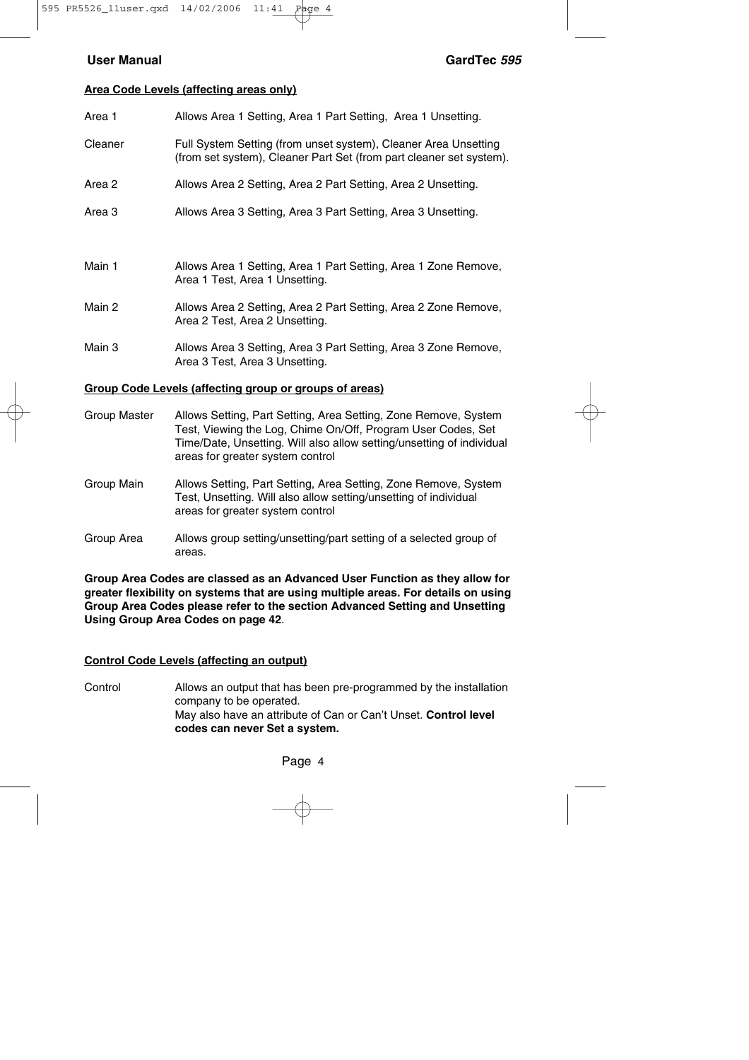**Area Code Levels (affecting areas only)**

| | |
|---|---|
| Area 1 | Allows Area 1 Setting, Area 1 Part Setting, Area 1 Unsetting. |
| Cleaner | Full System Setting (from unset system), Cleaner Area Unsetting (from set system), Cleaner Part Set (from part cleaner set system). |
| Area 2 | Allows Area 2 Setting, Area 2 Part Setting, Area 2 Unsetting. |
| Area 3 | Allows Area 3 Setting, Area 3 Part Setting, Area 3 Unsetting. |
| Main 1 | Allows Area 1 Setting, Area 1 Part Setting, Area 1 Zone Remove, Area 1 Test, Area 1 Unsetting. |
| Main 2 | Allows Area 2 Setting, Area 2 Part Setting, Area 2 Zone Remove, Area 2 Test, Area 2 Unsetting. |
| Main 3 | Allows Area 3 Setting, Area 3 Part Setting, Area 3 Zone Remove, Area 3 Test, Area 3 Unsetting. |

**Group Code Levels (affecting group or groups of areas)**

| | |
|---|---|
| Group Master | Allows Setting, Part Setting, Area Setting, Zone Remove, System Test, Viewing the Log, Chime On/Off, Program User Codes, Set Time/Date, Unsetting. Will also allow setting/unsetting of individual areas for greater system control |
| Group Main | Allows Setting, Part Setting, Area Setting, Zone Remove, System Test, Unsetting. Will also allow setting/unsetting of individual areas for greater system control |
| Group Area | Allows group setting/unsetting/part setting of a selected group of areas. |

**Group Area Codes are classed as an Advanced User Function as they allow for greater flexibility on systems that are using multiple areas. For details on using Group Area Codes please refer to the section Advanced Setting and Unsetting Using Group Area Codes on page 42**.

**Control Code Levels (affecting an output)**

| | |
|---|---|
| Control | Allows an output that has been pre-programmed by the installation company to be operated. May also have an attribute of Can or Can't Unset. **Control level codes can never Set a system.** |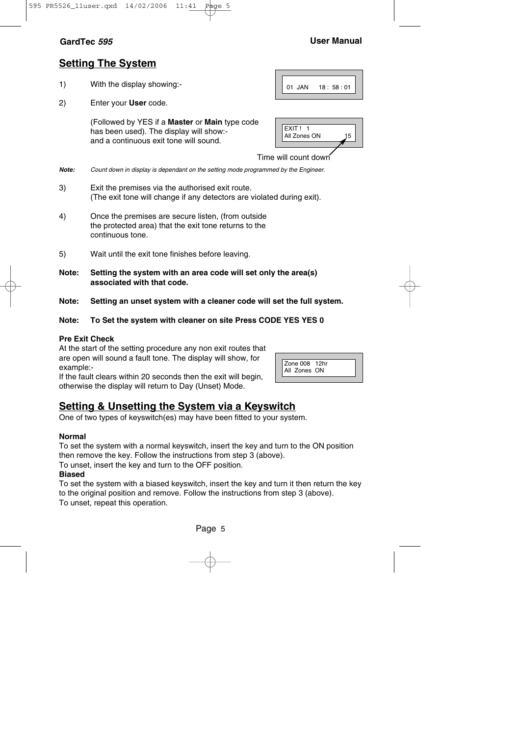## Setting The System

1) With the display showing:-

```
01  JAN     18 :  58 : 01
```

2) Enter your **User** code.

   (Followed by YES if a **Master** or **Main** type code has been used). The display will show:- and a continuous exit tone will sound.

```
EXIT !   1
All Zones ON          15
```

Time will count down

***Note:*** *Count down in display is dependant on the setting mode programmed by the Engineer.*

3) Exit the premises via the authorised exit route.
   (The exit tone will change if any detectors are violated during exit).

4) Once the premises are secure listen, (from outside the protected area) that the exit tone returns to the continuous tone.

5) Wait until the exit tone finishes before leaving.

**Note: Setting the system with an area code will set only the area(s) associated with that code.**

**Note: Setting an unset system with a cleaner code will set the full system.**

**Note: To Set the system with cleaner on site Press CODE YES YES 0**

**Pre Exit Check**

At the start of the setting procedure any non exit routes that are open will sound a fault tone. The display will show, for example:-

```
Zone 008   12hr
All  Zones  ON
```

If the fault clears within 20 seconds then the exit will begin, otherwise the display will return to Day (Unset) Mode.

## Setting & Unsetting the System via a Keyswitch

One of two types of keyswitch(es) may have been fitted to your system.

**Normal**

To set the system with a normal keyswitch, insert the key and turn to the ON position then remove the key. Follow the instructions from step 3 (above).
To unset, insert the key and turn to the OFF position.

**Biased**

To set the system with a biased keyswitch, insert the key and turn it then return the key to the original position and remove. Follow the instructions from step 3 (above).
To unset, repeat this operation.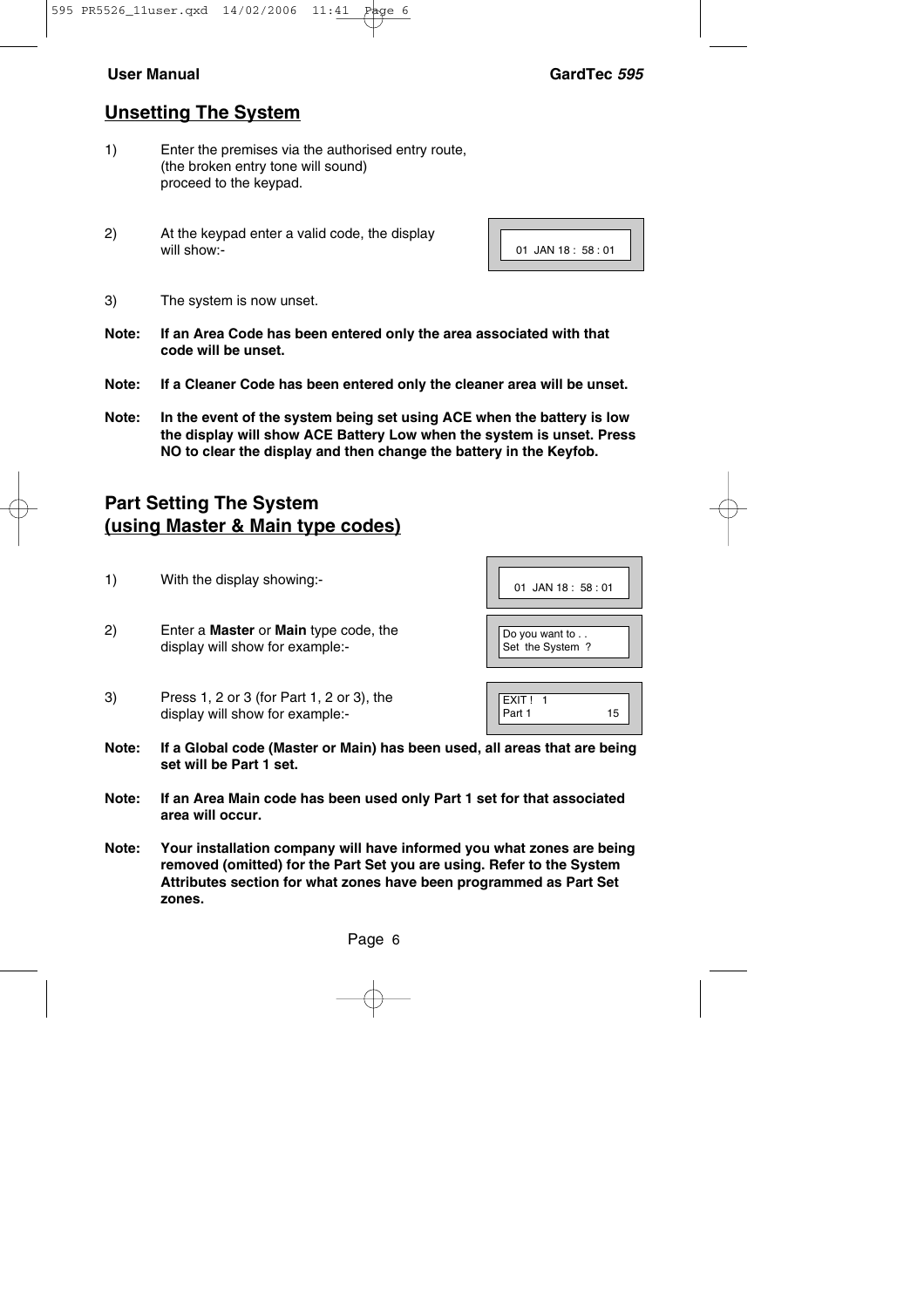## Unsetting The System

1) Enter the premises via the authorised entry route, (the broken entry tone will sound) proceed to the keypad.

2) At the keypad enter a valid code, the display will show:-

```
01  JAN 18 :  58 : 01
```

3) The system is now unset.

**Note: If an Area Code has been entered only the area associated with that code will be unset.**

**Note: If a Cleaner Code has been entered only the cleaner area will be unset.**

**Note: In the event of the system being set using ACE when the battery is low the display will show ACE Battery Low when the system is unset. Press NO to clear the display and then change the battery in the Keyfob.**

## Part Setting The System (using Master & Main type codes)

1) With the display showing:-

```
01  JAN 18 :  58 : 01
```

2) Enter a **Master** or **Main** type code, the display will show for example:-

```
Do you want to . .
Set  the System  ?
```

3) Press 1, 2 or 3 (for Part 1, 2 or 3), the display will show for example:-

```
EXIT !   1
Part 1                    15
```

**Note: If a Global code (Master or Main) has been used, all areas that are being set will be Part 1 set.**

**Note: If an Area Main code has been used only Part 1 set for that associated area will occur.**

**Note: Your installation company will have informed you what zones are being removed (omitted) for the Part Set you are using. Refer to the System Attributes section for what zones have been programmed as Part Set zones.**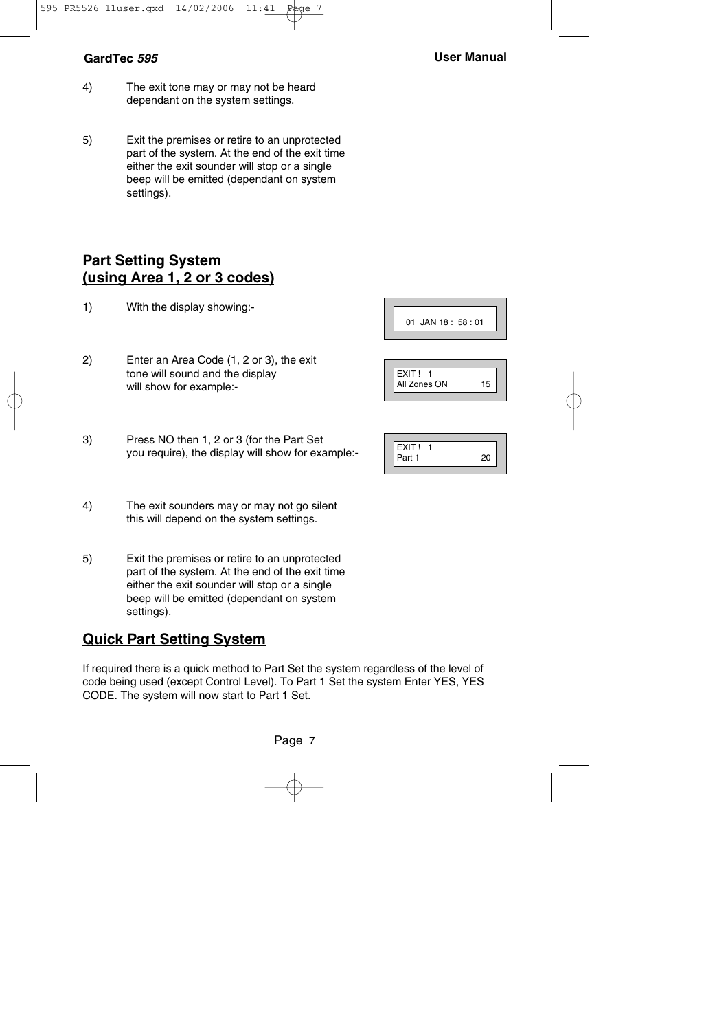4) The exit tone may or may not be heard dependant on the system settings.

5) Exit the premises or retire to an unprotected part of the system. At the end of the exit time either the exit sounder will stop or a single beep will be emitted (dependant on system settings).

## Part Setting System
## (using Area 1, 2 or 3 codes)

1) With the display showing:-

```
01  JAN 18 :  58 : 01
```

2) Enter an Area Code (1, 2 or 3), the exit tone will sound and the display will show for example:-

```
EXIT !   1
All Zones ON          15
```

3) Press NO then 1, 2 or 3 (for the Part Set you require), the display will show for example:-

```
EXIT !   1
Part 1                20
```

4) The exit sounders may or may not go silent this will depend on the system settings.

5) Exit the premises or retire to an unprotected part of the system. At the end of the exit time either the exit sounder will stop or a single beep will be emitted (dependant on system settings).

## Quick Part Setting System

If required there is a quick method to Part Set the system regardless of the level of code being used (except Control Level). To Part 1 Set the system Enter YES, YES CODE. The system will now start to Part 1 Set.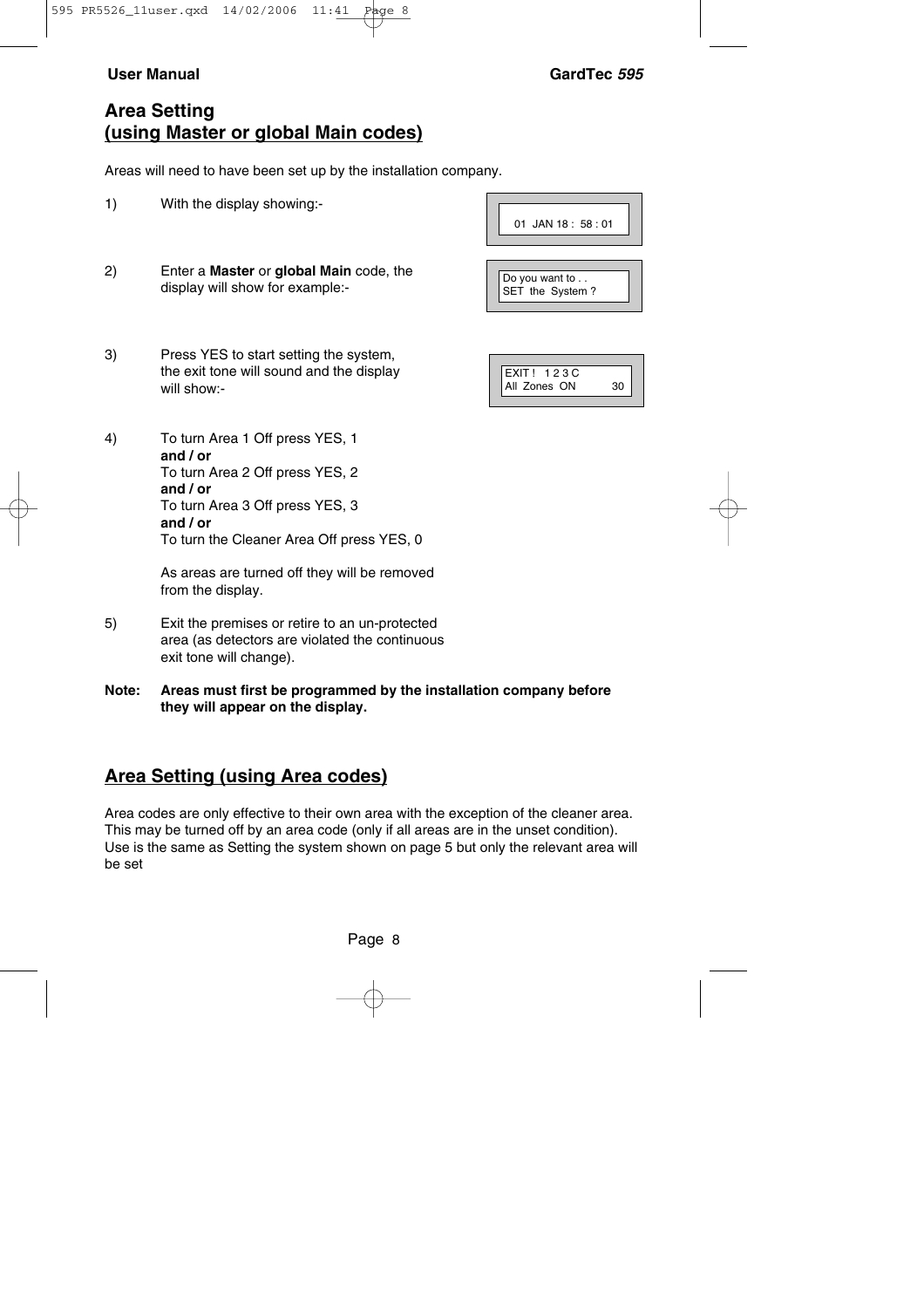## Area Setting
## (using Master or global Main codes)

Areas will need to have been set up by the installation company.

1) With the display showing:-

```
01  JAN 18 :  58 : 01
```

2) Enter a **Master** or **global Main** code, the display will show for example:-

```
Do you want to . .
SET  the  System ?
```

3) Press YES to start setting the system, the exit tone will sound and the display will show:-

```
EXIT !   1 2 3 C
All  Zones  ON          30
```

4) To turn Area 1 Off press YES, 1
   **and / or**
   To turn Area 2 Off press YES, 2
   **and / or**
   To turn Area 3 Off press YES, 3
   **and / or**
   To turn the Cleaner Area Off press YES, 0

   As areas are turned off they will be removed from the display.

5) Exit the premises or retire to an un-protected area (as detectors are violated the continuous exit tone will change).

**Note: Areas must first be programmed by the installation company before they will appear on the display.**

## Area Setting (using Area codes)

Area codes are only effective to their own area with the exception of the cleaner area. This may be turned off by an area code (only if all areas are in the unset condition). Use is the same as Setting the system shown on page 5 but only the relevant area will be set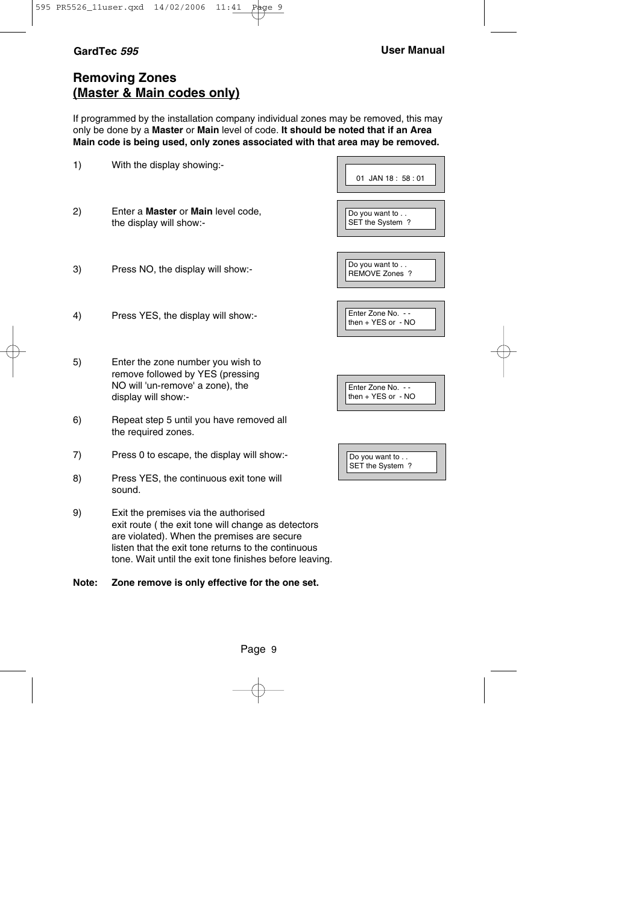## Removing Zones
## (Master & Main codes only)

If programmed by the installation company individual zones may be removed, this may only be done by a **Master** or **Main** level of code. **It should be noted that if an Area Main code is being used, only zones associated with that area may be removed.**

1) With the display showing:-

```
01 JAN 18 : 58 : 01
```

2) Enter a **Master** or **Main** level code, the display will show:-

```
Do you want to . .
SET the System ?
```

3) Press NO, the display will show:-

```
Do you want to . .
REMOVE Zones ?
```

4) Press YES, the display will show:-

```
Enter Zone No. - -
then + YES or - NO
```

5) Enter the zone number you wish to remove followed by YES (pressing NO will 'un-remove' a zone), the display will show:-

```
Enter Zone No. - -
then + YES or - NO
```

6) Repeat step 5 until you have removed all the required zones.

7) Press 0 to escape, the display will show:-

```
Do you want to . .
SET the System ?
```

8) Press YES, the continuous exit tone will sound.

9) Exit the premises via the authorised exit route ( the exit tone will change as detectors are violated). When the premises are secure listen that the exit tone returns to the continuous tone. Wait until the exit tone finishes before leaving.

**Note: Zone remove is only effective for the one set.**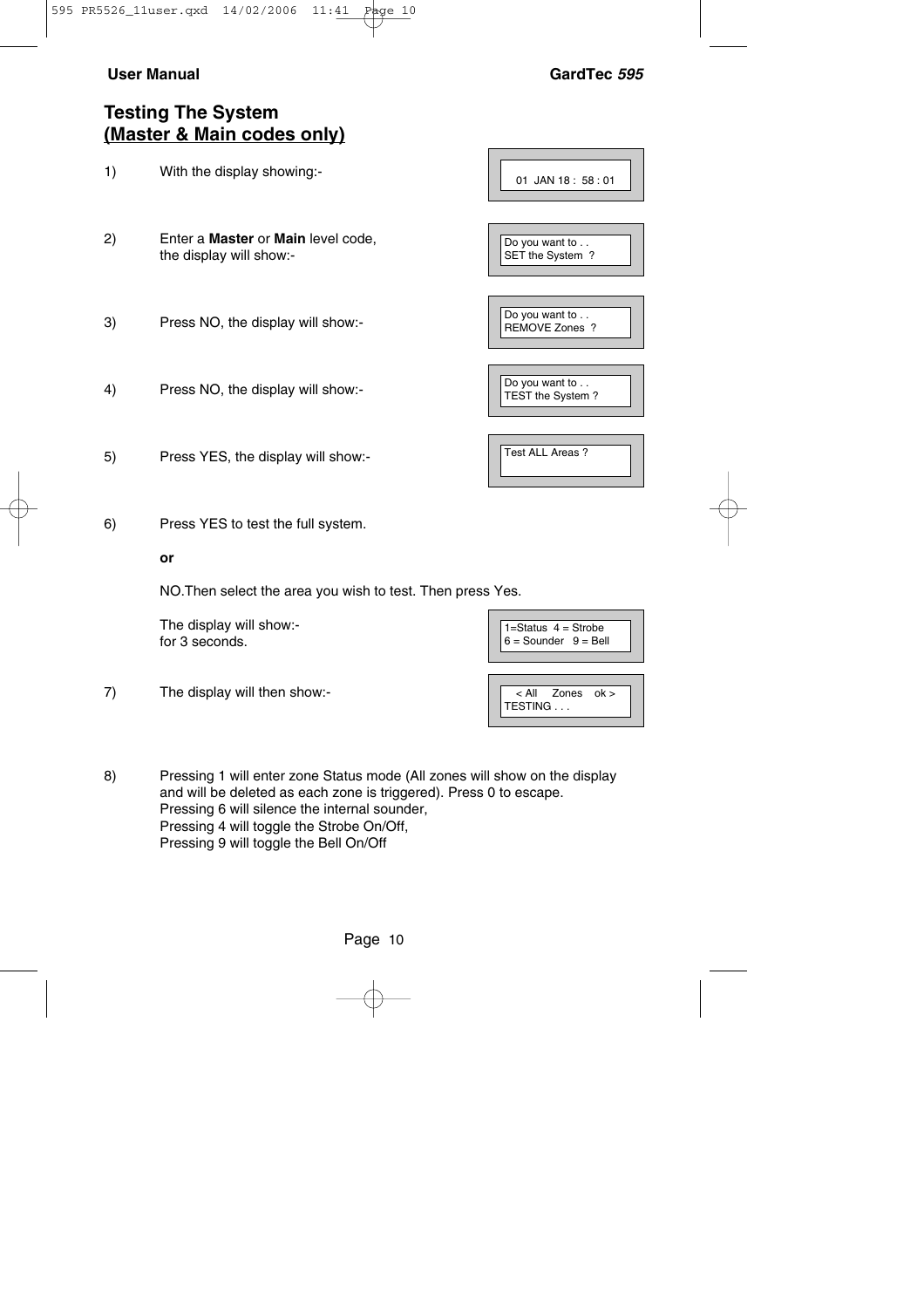## Testing The System
## (Master & Main codes only)

1) With the display showing:-

```
01  JAN 18 :  58 : 01
```

2) Enter a **Master** or **Main** level code, the display will show:-

```
Do you want to . .
SET the System  ?
```

3) Press NO, the display will show:-

```
Do you want to . .
REMOVE Zones  ?
```

4) Press NO, the display will show:-

```
Do you want to . .
TEST the System ?
```

5) Press YES, the display will show:-

```
Test ALL Areas ?
```

6) Press YES to test the full system.

   **or**

   NO.Then select the area you wish to test. Then press Yes.

   The display will show:- for 3 seconds.

```
1=Status  4 = Strobe
6 = Sounder   9 = Bell
```

7) The display will then show:-

```
  < All    Zones    ok >
TESTING . . .
```

8) Pressing 1 will enter zone Status mode (All zones will show on the display and will be deleted as each zone is triggered). Press 0 to escape.
   Pressing 6 will silence the internal sounder,
   Pressing 4 will toggle the Strobe On/Off,
   Pressing 9 will toggle the Bell On/Off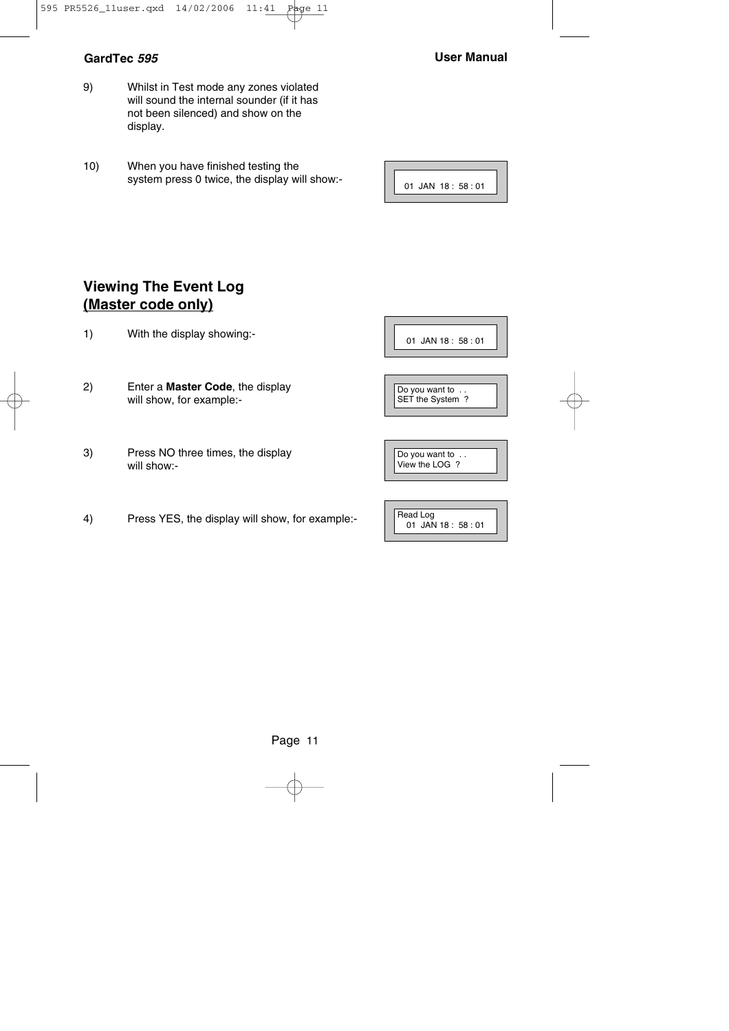9) Whilst in Test mode any zones violated will sound the internal sounder (if it has not been silenced) and show on the display.

10) When you have finished testing the system press 0 twice, the display will show:-

```
01  JAN  18 :  58 : 01
```

## Viewing The Event Log (Master code only)

1) With the display showing:-

```
01  JAN 18 :  58 : 01
```

2) Enter a **Master Code**, the display will show, for example:-

```
Do you want to  . .
SET the System  ?
```

3) Press NO three times, the display will show:-

```
Do you want to  . .
View the LOG  ?
```

4) Press YES, the display will show, for example:-

```
Read Log
   01  JAN 18 :  58 : 01
```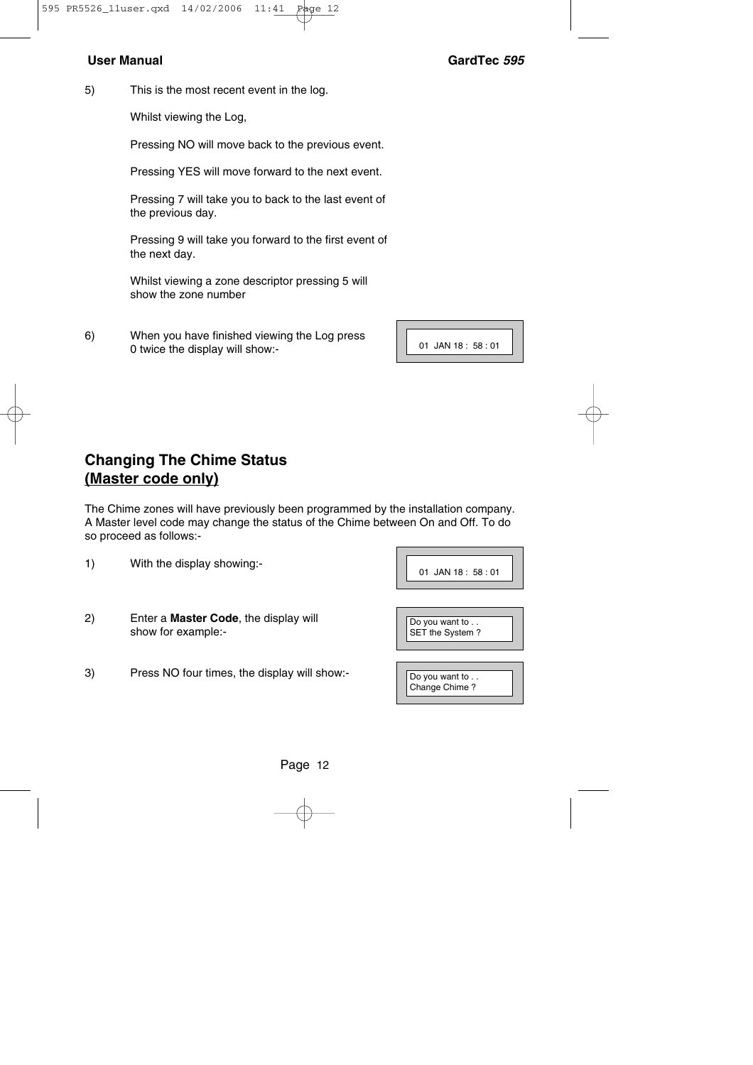5) This is the most recent event in the log.

Whilst viewing the Log,

Pressing NO will move back to the previous event.

Pressing YES will move forward to the next event.

Pressing 7 will take you to back to the last event of the previous day.

Pressing 9 will take you forward to the first event of the next day.

Whilst viewing a zone descriptor pressing 5 will show the zone number

6) When you have finished viewing the Log press 0 twice the display will show:-

```
01  JAN 18 :  58 : 01
```

## Changing The Chime Status
## (Master code only)

The Chime zones will have previously been programmed by the installation company. A Master level code may change the status of the Chime between On and Off. To do so proceed as follows:-

1) With the display showing:-

```
01  JAN 18 :  58 : 01
```

2) Enter a **Master Code**, the display will show for example:-

```
Do you want to . .
SET the System ?
```

3) Press NO four times, the display will show:-

```
Do you want to . .
Change Chime ?
```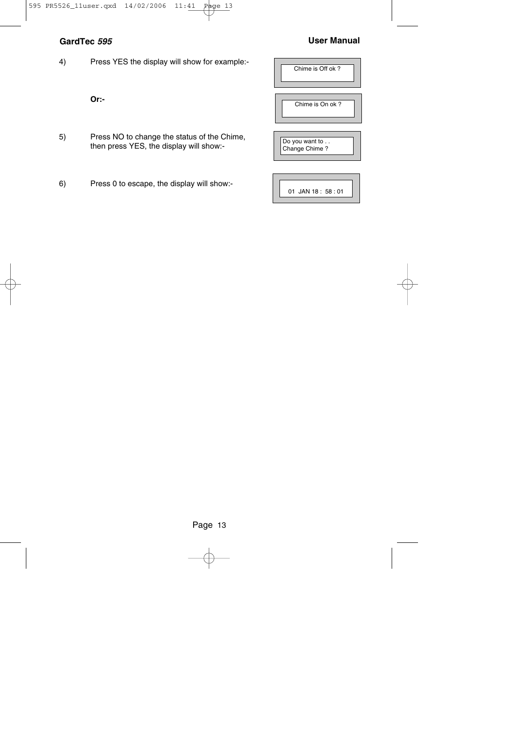4) Press YES the display will show for example:-

```
Chime is Off ok ?
```

**Or:-**

```
Chime is On ok ?
```

5) Press NO to change the status of the Chime, then press YES, the display will show:-

```
Do you want to . .
Change Chime ?
```

6) Press 0 to escape, the display will show:-

```
01  JAN 18 :  58 : 01
```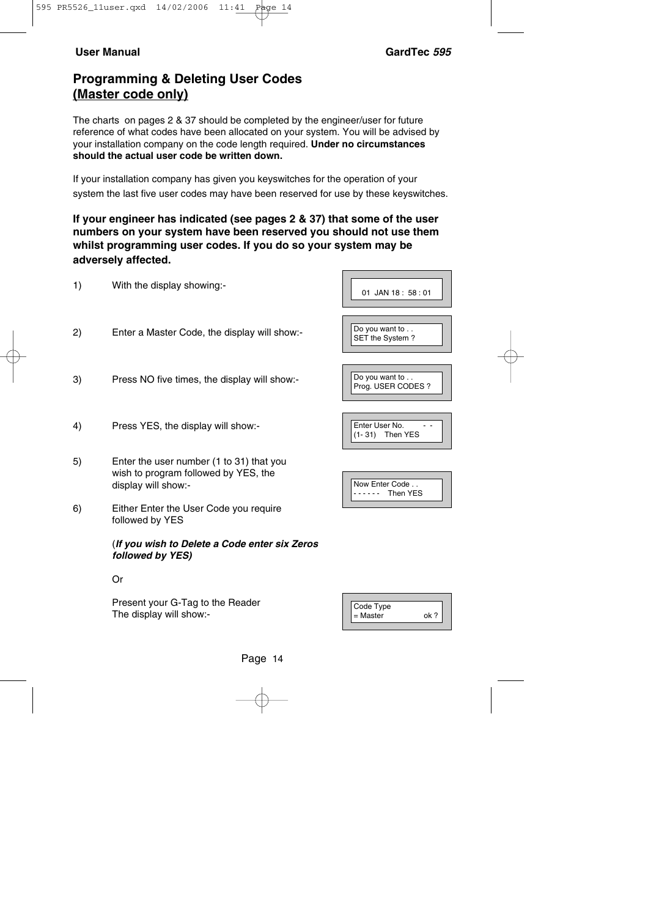## Programming & Deleting User Codes
## (Master code only)

The charts on pages 2 & 37 should be completed by the engineer/user for future reference of what codes have been allocated on your system. You will be advised by your installation company on the code length required. **Under no circumstances should the actual user code be written down.**

If your installation company has given you keyswitches for the operation of your system the last five user codes may have been reserved for use by these keyswitches.

**If your engineer has indicated (see pages 2 & 37) that some of the user numbers on your system have been reserved you should not use them whilst programming user codes. If you do so your system may be adversely affected.**

1) With the display showing:-

```
01  JAN 18 :  58 : 01
```

2) Enter a Master Code, the display will show:-

```
Do you want to . .
SET the System ?
```

3) Press NO five times, the display will show:-

```
Do you want to . .
Prog. USER CODES ?
```

4) Press YES, the display will show:-

```
Enter User No.        - -
(1- 31)    Then YES
```

5) Enter the user number (1 to 31) that you wish to program followed by YES, the display will show:-

```
Now Enter Code . .
- - - - - -    Then YES
```

6) Either Enter the User Code you require followed by YES

   (***If you wish to Delete a Code enter six Zeros followed by YES)***

   Or

   Present your G-Tag to the Reader
   The display will show:-

```
Code Type
= Master              ok ?
```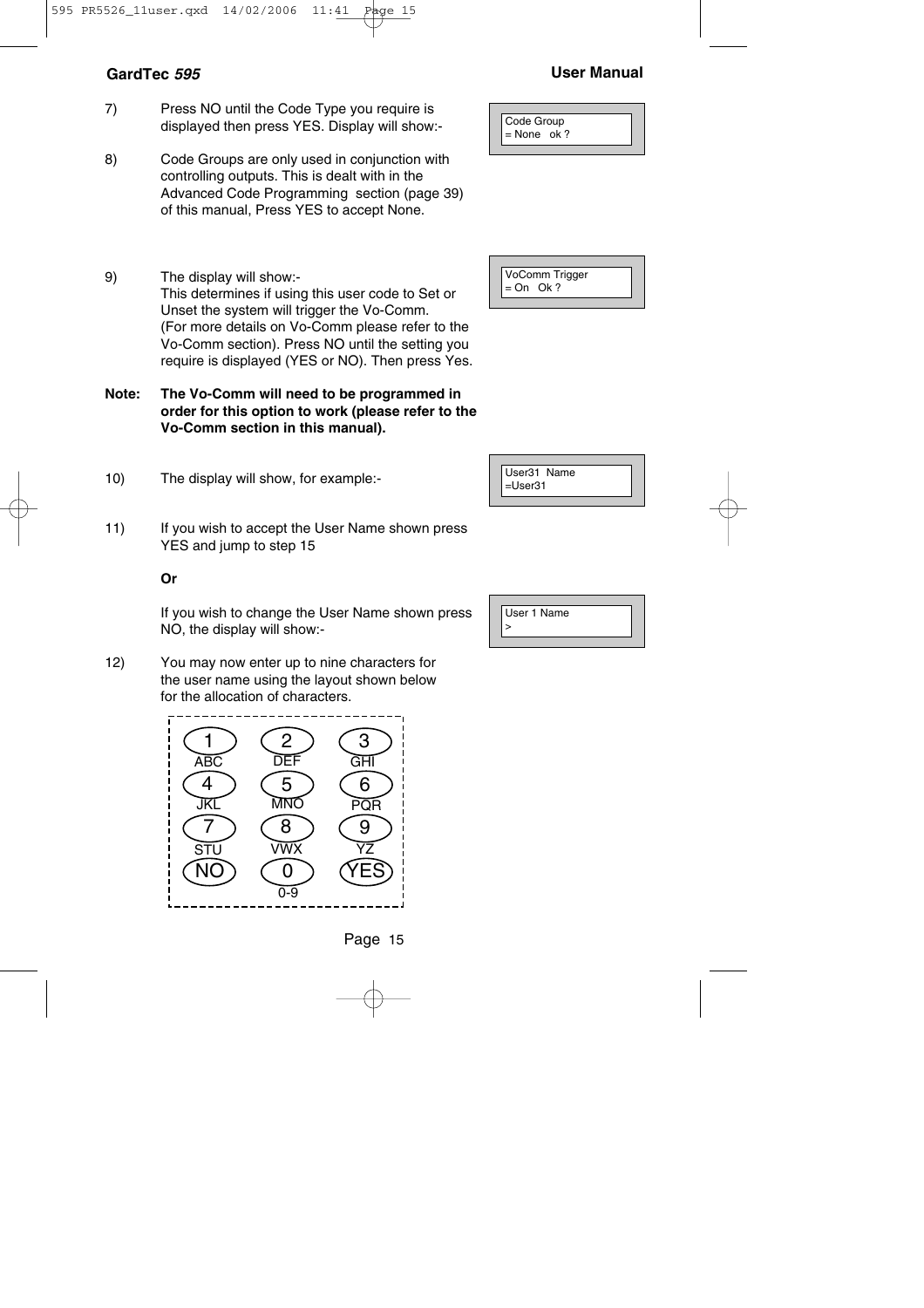7) Press NO until the Code Type you require is displayed then press YES. Display will show:-

```
Code Group
= None   ok ?
```

8) Code Groups are only used in conjunction with controlling outputs. This is dealt with in the Advanced Code Programming section (page 39) of this manual, Press YES to accept None.

9) The display will show:-
This determines if using this user code to Set or Unset the system will trigger the Vo-Comm.
(For more details on Vo-Comm please refer to the Vo-Comm section). Press NO until the setting you require is displayed (YES or NO). Then press Yes.

```
VoComm Trigger
= On   Ok ?
```

**Note: The Vo-Comm will need to be programmed in order for this option to work (please refer to the Vo-Comm section in this manual).**

10) The display will show, for example:-

```
User31  Name
=User31
```

11) If you wish to accept the User Name shown press YES and jump to step 15

**Or**

If you wish to change the User Name shown press NO, the display will show:-

```
User 1 Name
>
```

12) You may now enter up to nine characters for the user name using the layout shown below for the allocation of characters.

| Key | Characters |
|---|---|
| 1 | ABC |
| 2 | DEF |
| 3 | GHI |
| 4 | JKL |
| 5 | MNO |
| 6 | PQR |
| 7 | STU |
| 8 | VWX |
| 9 | YZ |
| NO | |
| 0 | 0-9 |
| YES | |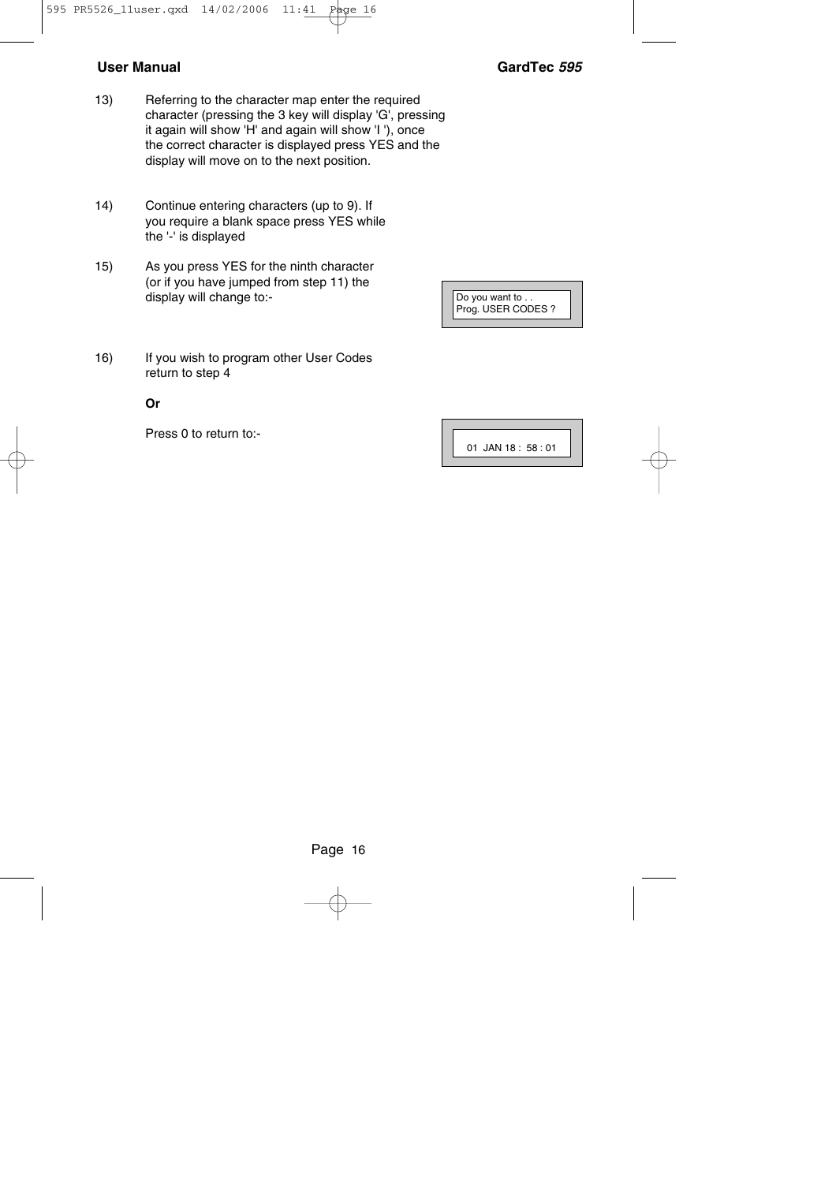13) Referring to the character map enter the required character (pressing the 3 key will display 'G', pressing it again will show 'H' and again will show 'I '), once the correct character is displayed press YES and the display will move on to the next position.

14) Continue entering characters (up to 9). If you require a blank space press YES while the '-' is displayed

15) As you press YES for the ninth character (or if you have jumped from step 11) the display will change to:-

```
Do you want to . .
Prog. USER CODES ?
```

16) If you wish to program other User Codes return to step 4

**Or**

Press 0 to return to:-

```
01  JAN 18 :  58 : 01
```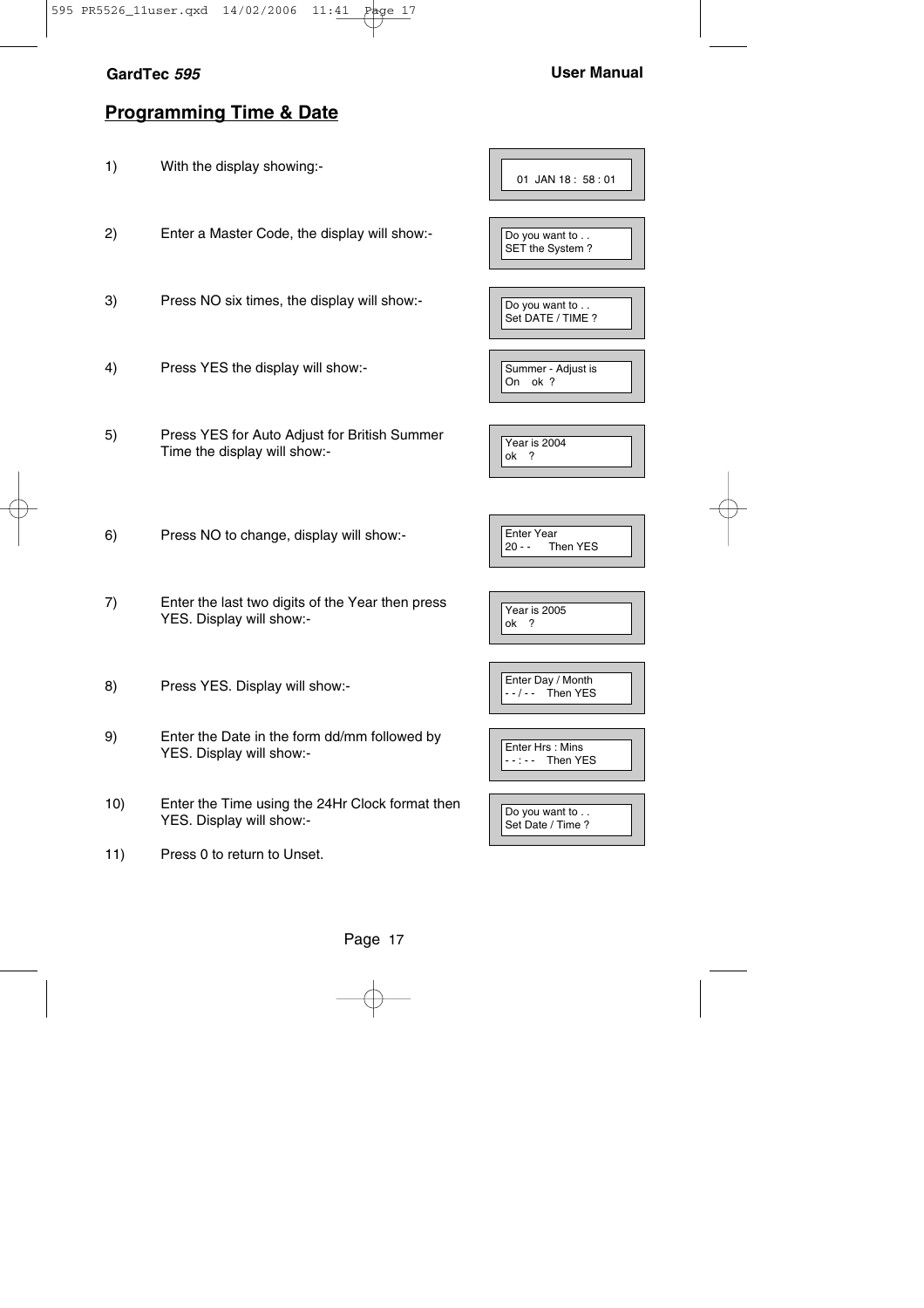## Programming Time & Date

| Step | Instruction | Display |
|---|---|---|
| 1) | With the display showing:- | 01 JAN 18 : 58 : 01 |
| 2) | Enter a Master Code, the display will show:- | Do you want to . . SET the System ? |
| 3) | Press NO six times, the display will show:- | Do you want to . . Set DATE / TIME ? |
| 4) | Press YES the display will show:- | Summer - Adjust is On ok ? |
| 5) | Press YES for Auto Adjust for British Summer Time the display will show:- | Year is 2004 ok ? |
| 6) | Press NO to change, display will show:- | Enter Year 20 - - Then YES |
| 7) | Enter the last two digits of the Year then press YES. Display will show:- | Year is 2005 ok ? |
| 8) | Press YES. Display will show:- | Enter Day / Month - - / - - Then YES |
| 9) | Enter the Date in the form dd/mm followed by YES. Display will show:- | Enter Hrs : Mins - - : - - Then YES |
| 10) | Enter the Time using the 24Hr Clock format then YES. Display will show:- | Do you want to . . Set Date / Time ? |
| 11) | Press 0 to return to Unset. | |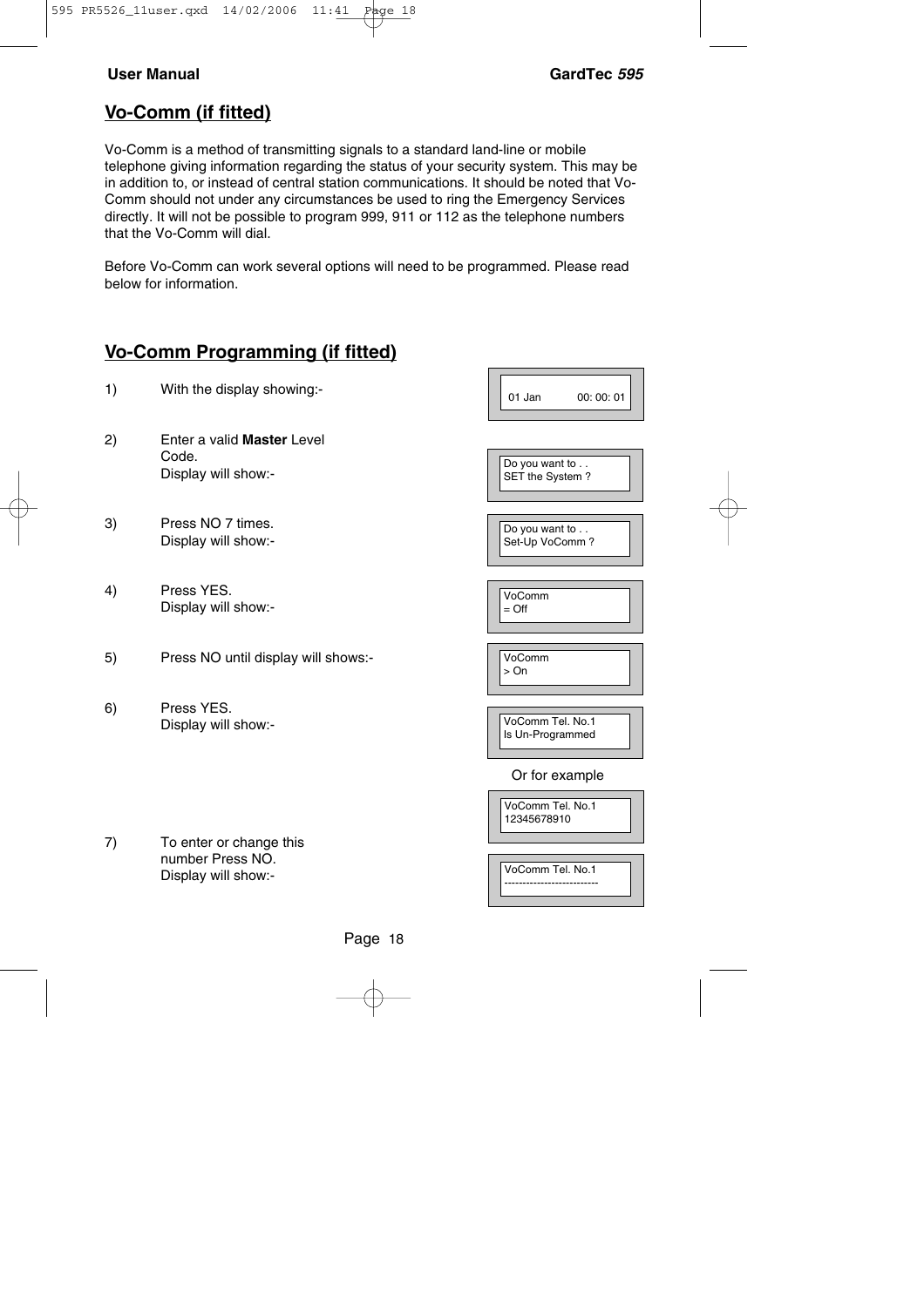## Vo-Comm (if fitted)

Vo-Comm is a method of transmitting signals to a standard land-line or mobile telephone giving information regarding the status of your security system. This may be in addition to, or instead of central station communications. It should be noted that Vo-Comm should not under any circumstances be used to ring the Emergency Services directly. It will not be possible to program 999, 911 or 112 as the telephone numbers that the Vo-Comm will dial.

Before Vo-Comm can work several options will need to be programmed. Please read below for information.

## Vo-Comm Programming (if fitted)

1) With the display showing:-

```
01 Jan          00: 00: 01
```

2) Enter a valid **Master** Level Code. Display will show:-

```
Do you want to . .
SET the System ?
```

3) Press NO 7 times. Display will show:-

```
Do you want to . .
Set-Up VoComm ?
```

4) Press YES. Display will show:-

```
VoComm
= Off
```

5) Press NO until display will shows:-

```
VoComm
> On
```

6) Press YES. Display will show:-

```
VoComm Tel. No.1
Is Un-Programmed
```

Or for example

```
VoComm Tel. No.1
12345678910
```

7) To enter or change this number Press NO. Display will show:-

```
VoComm Tel. No.1
--------------------------
```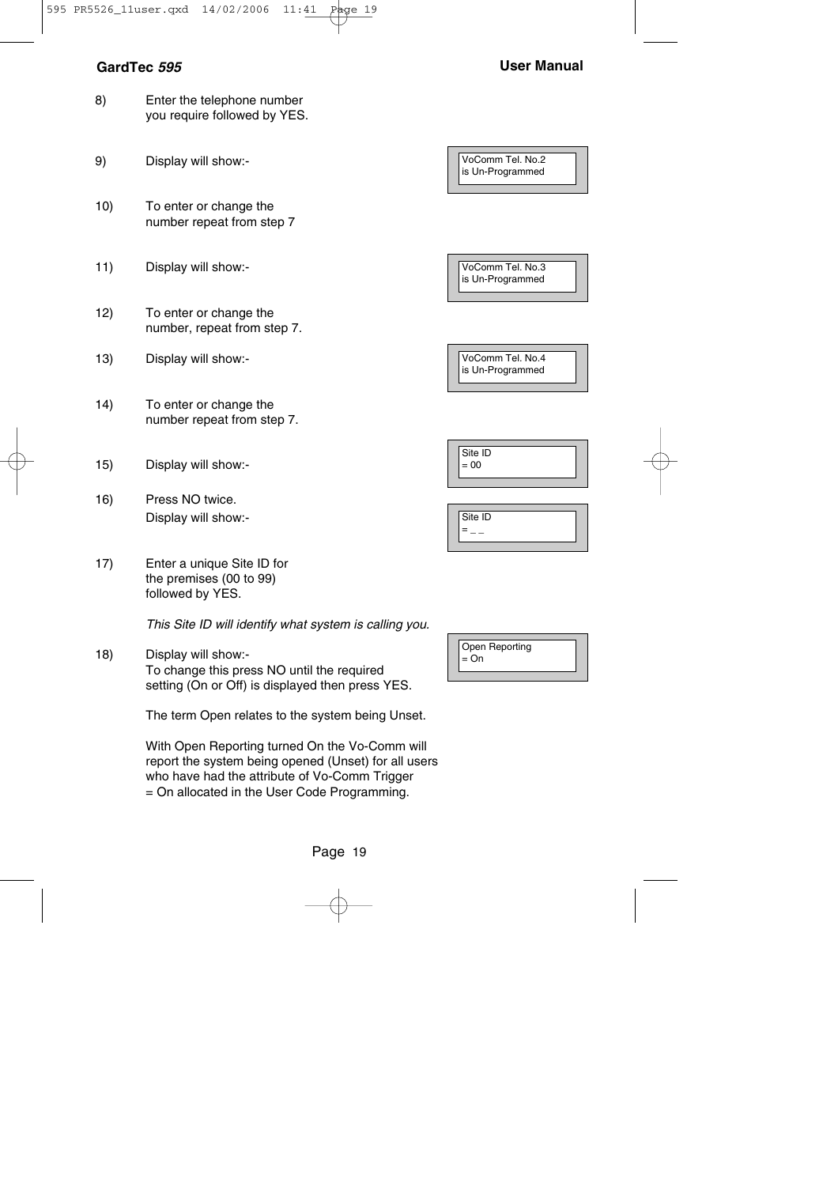8) Enter the telephone number you require followed by YES.

9) Display will show:-

```
VoComm Tel. No.2
is Un-Programmed
```

10) To enter or change the number repeat from step 7

11) Display will show:-

```
VoComm Tel. No.3
is Un-Programmed
```

12) To enter or change the number, repeat from step 7.

13) Display will show:-

```
VoComm Tel. No.4
is Un-Programmed
```

14) To enter or change the number repeat from step 7.

15) Display will show:-

```
Site ID
= 00
```

16) Press NO twice.
Display will show:-

```
Site ID
= _ _
```

17) Enter a unique Site ID for the premises (00 to 99) followed by YES.

*This Site ID will identify what system is calling you.*

18) Display will show:-
To change this press NO until the required setting (On or Off) is displayed then press YES.

```
Open Reporting
= On
```

The term Open relates to the system being Unset.

With Open Reporting turned On the Vo-Comm will report the system being opened (Unset) for all users who have had the attribute of Vo-Comm Trigger = On allocated in the User Code Programming.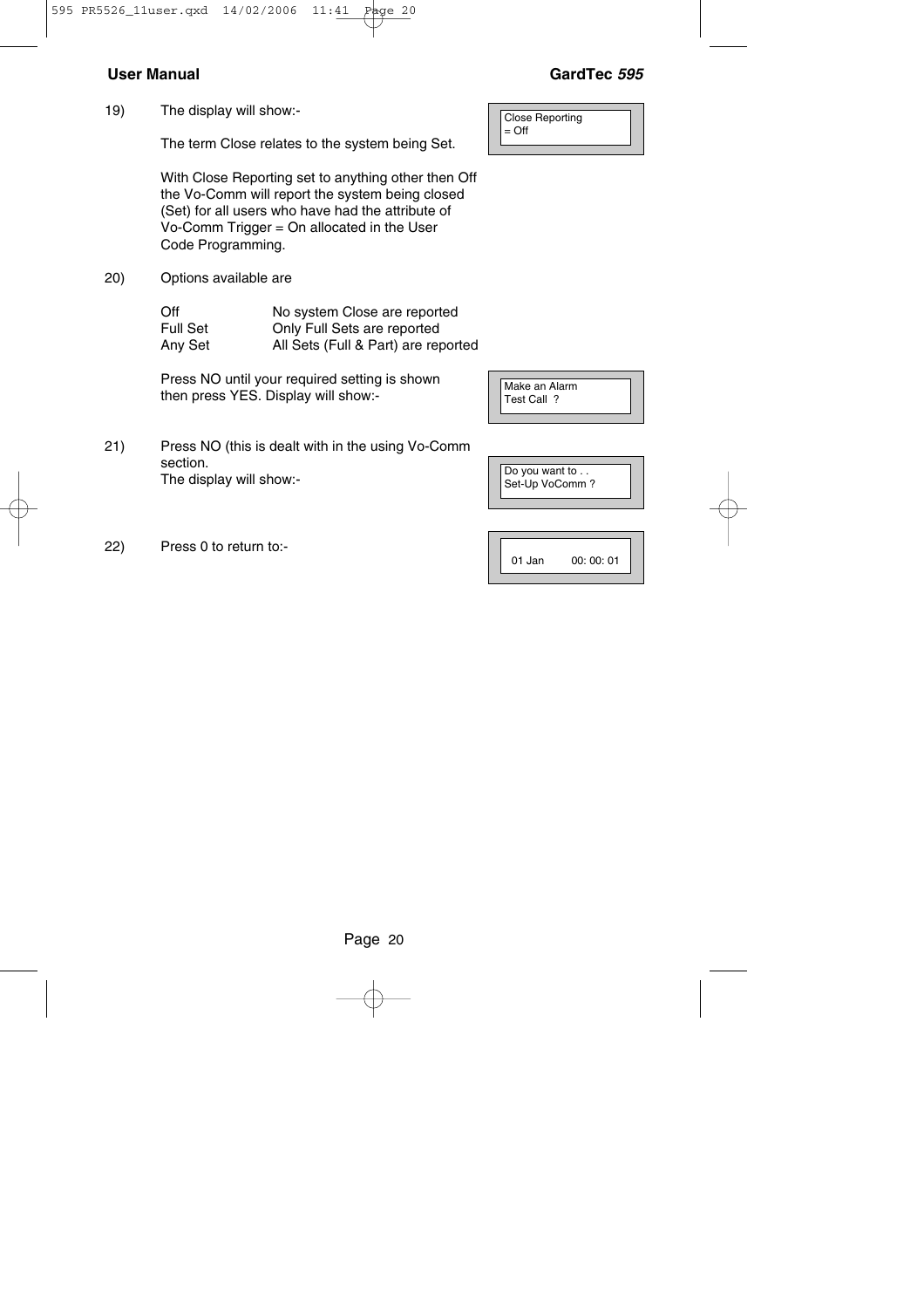19) The display will show:-

```
Close Reporting
= Off
```

The term Close relates to the system being Set.

With Close Reporting set to anything other then Off the Vo-Comm will report the system being closed (Set) for all users who have had the attribute of Vo-Comm Trigger = On allocated in the User Code Programming.

20) Options available are

| | |
|---|---|
| Off | No system Close are reported |
| Full Set | Only Full Sets are reported |
| Any Set | All Sets (Full & Part) are reported |

Press NO until your required setting is shown then press YES. Display will show:-

```
Make an Alarm
Test Call  ?
```

21) Press NO (this is dealt with in the using Vo-Comm section.
The display will show:-

```
Do you want to . .
Set-Up VoComm ?
```

22) Press 0 to return to:-

```
01 Jan        00: 00: 01
```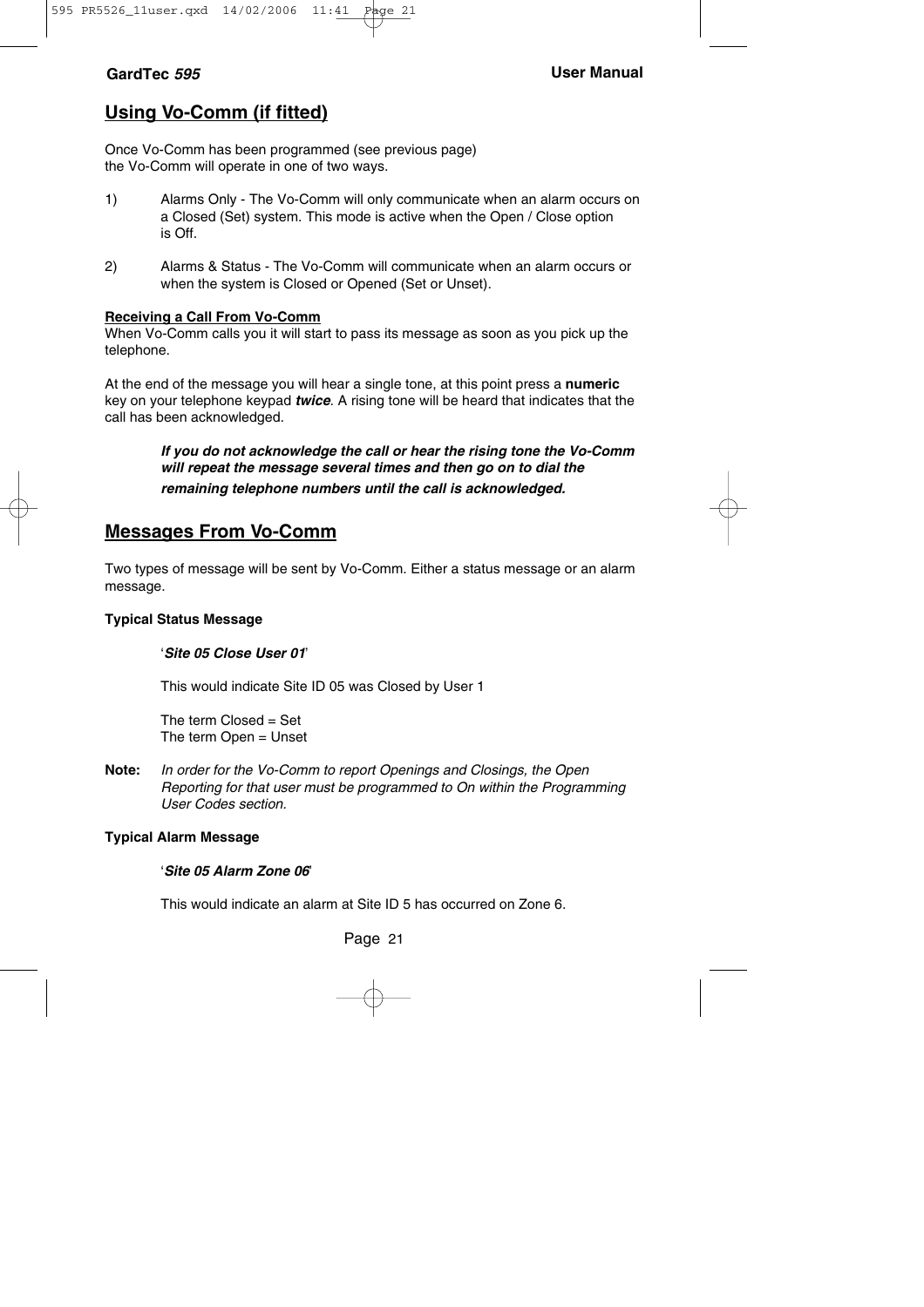## Using Vo-Comm (if fitted)

Once Vo-Comm has been programmed (see previous page) the Vo-Comm will operate in one of two ways.

1) Alarms Only - The Vo-Comm will only communicate when an alarm occurs on a Closed (Set) system. This mode is active when the Open / Close option is Off.

2) Alarms & Status - The Vo-Comm will communicate when an alarm occurs or when the system is Closed or Opened (Set or Unset).

**Receiving a Call From Vo-Comm**

When Vo-Comm calls you it will start to pass its message as soon as you pick up the telephone.

At the end of the message you will hear a single tone, at this point press a **numeric** key on your telephone keypad ***twice***. A rising tone will be heard that indicates that the call has been acknowledged.

> ***If you do not acknowledge the call or hear the rising tone the Vo-Comm will repeat the message several times and then go on to dial the remaining telephone numbers until the call is acknowledged.***

## Messages From Vo-Comm

Two types of message will be sent by Vo-Comm. Either a status message or an alarm message.

**Typical Status Message**

'***Site 05 Close User 01***'

This would indicate Site ID 05 was Closed by User 1

The term Closed = Set
The term Open = Unset

**Note:** *In order for the Vo-Comm to report Openings and Closings, the Open Reporting for that user must be programmed to On within the Programming User Codes section.*

**Typical Alarm Message**

'***Site 05 Alarm Zone 06***'

This would indicate an alarm at Site ID 5 has occurred on Zone 6.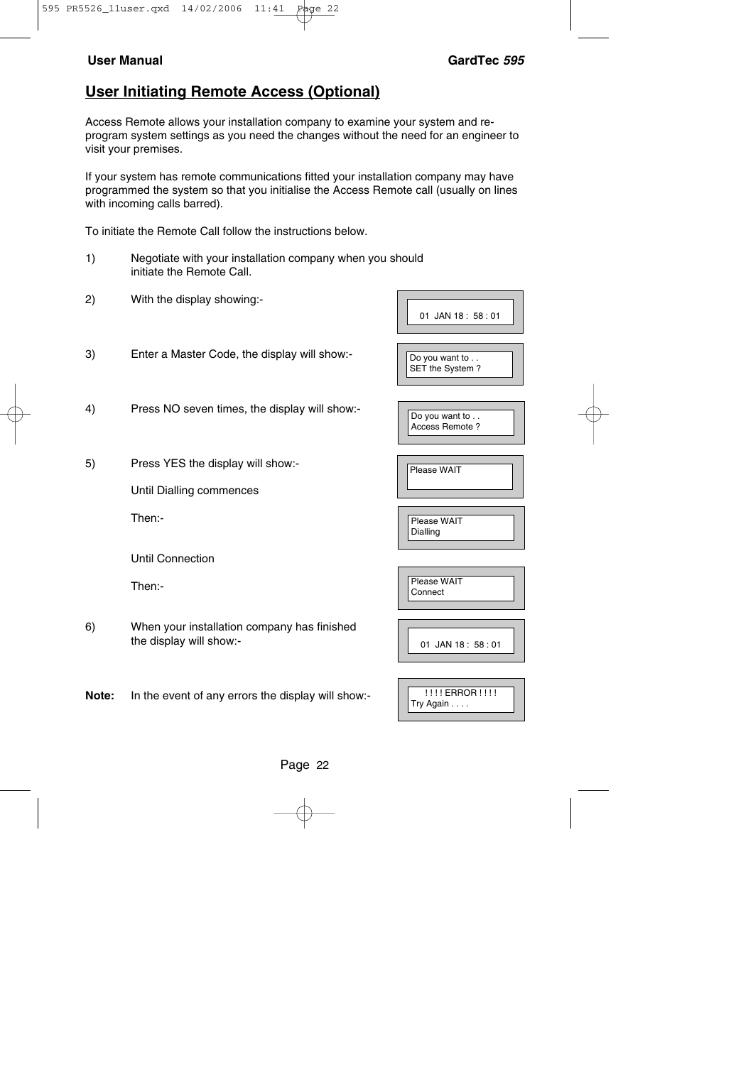## User Initiating Remote Access (Optional)

Access Remote allows your installation company to examine your system and re-program system settings as you need the changes without the need for an engineer to visit your premises.

If your system has remote communications fitted your installation company may have programmed the system so that you initialise the Access Remote call (usually on lines with incoming calls barred).

To initiate the Remote Call follow the instructions below.

1) Negotiate with your installation company when you should initiate the Remote Call.

2) With the display showing:-

```
01  JAN 18 :  58 : 01
```

3) Enter a Master Code, the display will show:-

```
Do you want to . .
SET the System ?
```

4) Press NO seven times, the display will show:-

```
Do you want to . .
Access Remote ?
```

5) Press YES the display will show:-

```
Please WAIT
```

Until Dialling commences

Then:-

```
Please WAIT
Dialling
```

Until Connection

Then:-

```
Please WAIT
Connect
```

6) When your installation company has finished the display will show:-

```
01  JAN 18 :  58 : 01
```

**Note:** In the event of any errors the display will show:-

```
! ! ! ! ERROR ! ! ! !
Try Again . . . .
```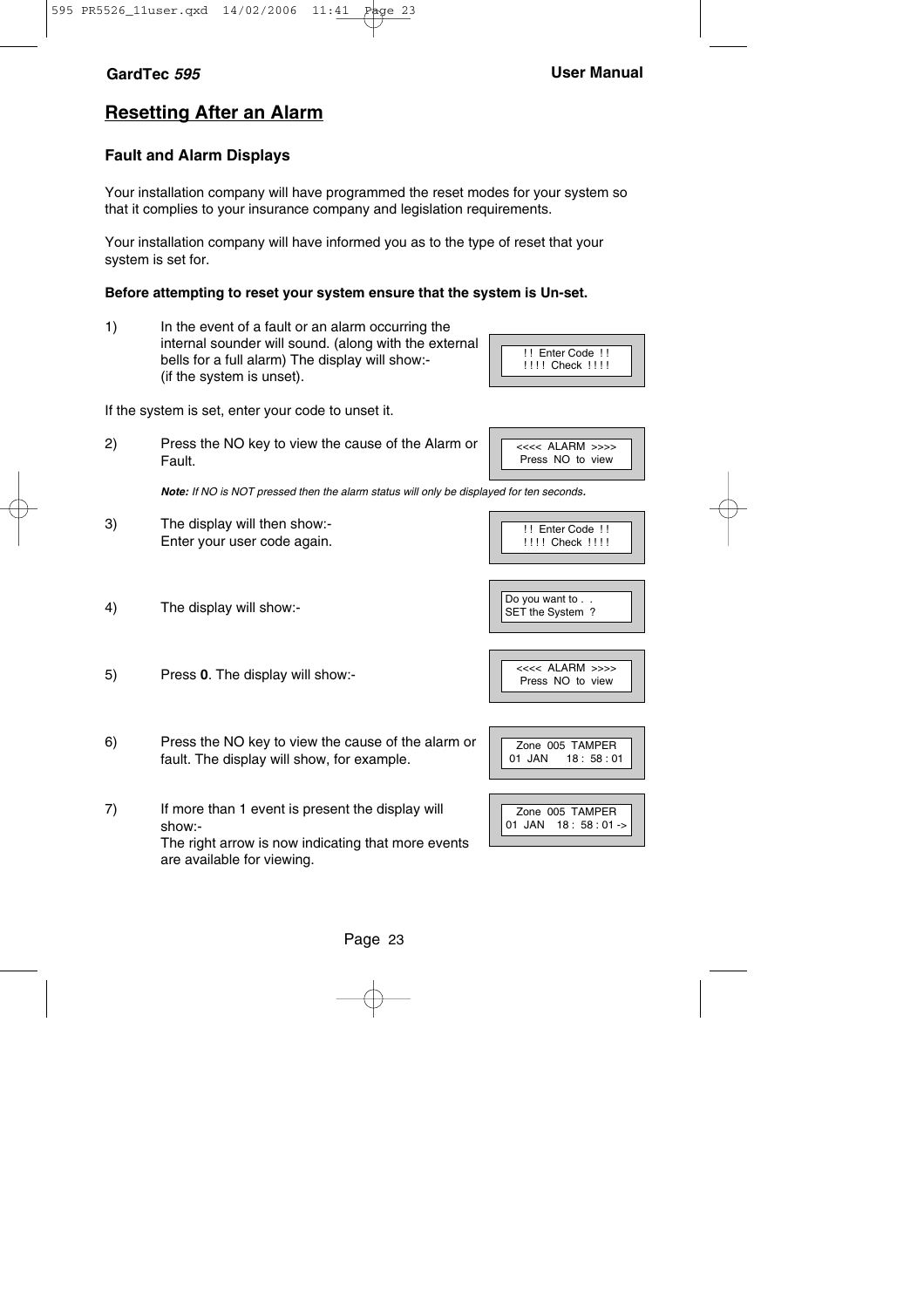## Resetting After an Alarm

### Fault and Alarm Displays

Your installation company will have programmed the reset modes for your system so that it complies to your insurance company and legislation requirements.

Your installation company will have informed you as to the type of reset that your system is set for.

**Before attempting to reset your system ensure that the system is Un-set.**

1) In the event of a fault or an alarm occurring the internal sounder will sound. (along with the external bells for a full alarm) The display will show:- (if the system is unset).

```
 ! !  Enter Code  ! !
! ! ! !  Check  ! ! ! !
```

If the system is set, enter your code to unset it.

2) Press the NO key to view the cause of the Alarm or Fault.

```
<<<<  ALARM  >>>>
Press  NO  to  view
```

*Note: If NO is NOT pressed then the alarm status will only be displayed for ten seconds.*

3) The display will then show:- Enter your user code again.

```
 ! !  Enter Code  ! !
! ! ! !  Check  ! ! ! !
```

4) The display will show:-

```
Do you want to . .
SET the System  ?
```

5) Press **0**. The display will show:-

```
<<<<  ALARM  >>>>
Press  NO  to  view
```

6) Press the NO key to view the cause of the alarm or fault. The display will show, for example.

```
 Zone  005  TAMPER
01  JAN     18 :  58 : 01
```

7) If more than 1 event is present the display will show:- The right arrow is now indicating that more events are available for viewing.

```
 Zone  005  TAMPER
01  JAN    18 :  58 : 01 ->
```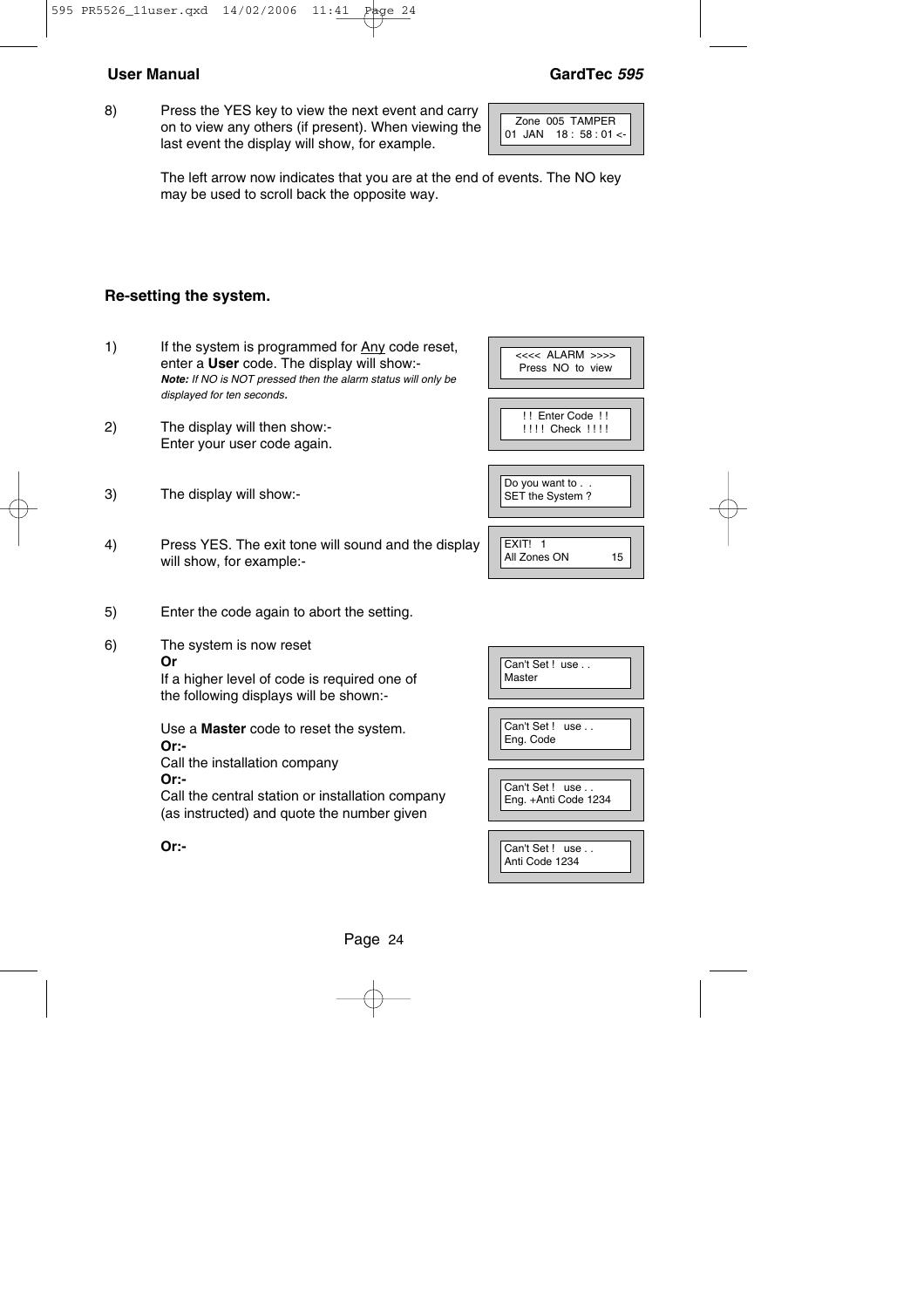8) Press the YES key to view the next event and carry on to view any others (if present). When viewing the last event the display will show, for example.

```
Zone  005  TAMPER
01  JAN    18 :  58 : 01 <-
```

The left arrow now indicates that you are at the end of events. The NO key may be used to scroll back the opposite way.

## Re-setting the system.

1) If the system is programmed for Any code reset, enter a **User** code. The display will show:-
   ***Note:*** *If NO is NOT pressed then the alarm status will only be displayed for ten seconds.*

```
<<<<  ALARM  >>>>
Press  NO  to  view
```

```
! !  Enter Code  ! !
! ! ! !  Check  ! ! ! !
```

2) The display will then show:-
   Enter your user code again.

3) The display will show:-

```
Do you want to . .
SET the System ?
```

4) Press YES. The exit tone will sound and the display will show, for example:-

```
EXIT!   1
All Zones ON            15
```

5) Enter the code again to abort the setting.

6) The system is now reset
   **Or**
   If a higher level of code is required one of the following displays will be shown:-

   Use a **Master** code to reset the system.

```
Can't Set !  use . .
Master
```

   **Or:-**
   Call the installation company

```
Can't Set !   use . .
Eng. Code
```

   **Or:-**
   Call the central station or installation company (as instructed) and quote the number given

```
Can't Set !   use . .
Eng. +Anti Code 1234
```

   **Or:-**

```
Can't Set !   use . .
Anti Code 1234
```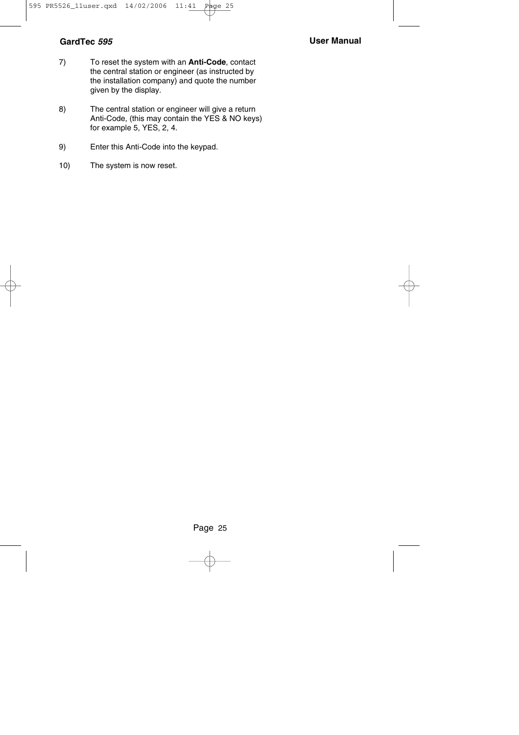7) To reset the system with an **Anti-Code**, contact the central station or engineer (as instructed by the installation company) and quote the number given by the display.

8) The central station or engineer will give a return Anti-Code, (this may contain the YES & NO keys) for example 5, YES, 2, 4.

9) Enter this Anti-Code into the keypad.

10) The system is now reset.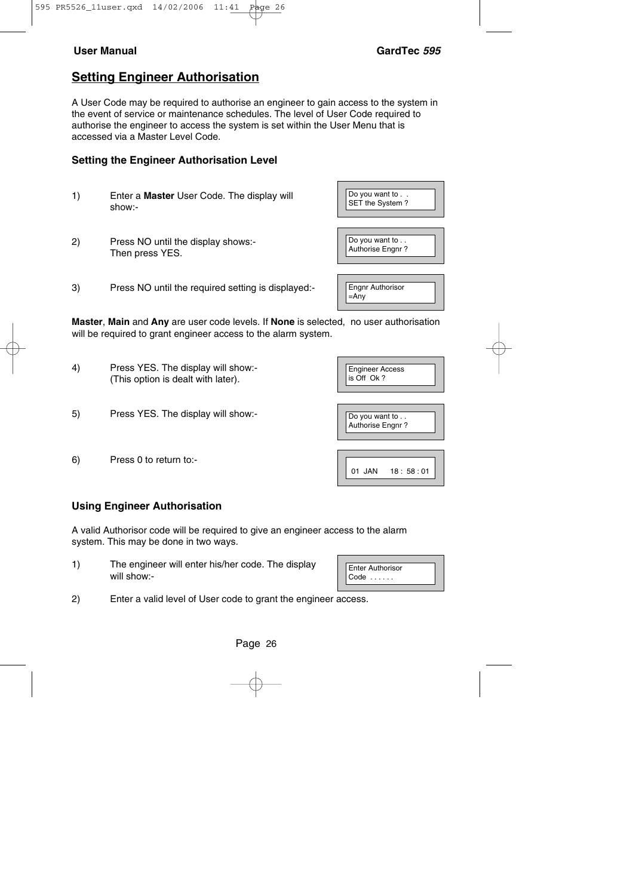## Setting Engineer Authorisation

A User Code may be required to authorise an engineer to gain access to the system in the event of service or maintenance schedules. The level of User Code required to authorise the engineer to access the system is set within the User Menu that is accessed via a Master Level Code.

### Setting the Engineer Authorisation Level

1) Enter a **Master** User Code. The display will show:-

```
Do you want to . .
SET the System ?
```

2) Press NO until the display shows:- Then press YES.

```
Do you want to . .
Authorise Engnr ?
```

3) Press NO until the required setting is displayed:-

```
Engnr Authorisor
=Any
```

**Master**, **Main** and **Any** are user code levels. If **None** is selected, no user authorisation will be required to grant engineer access to the alarm system.

4) Press YES. The display will show:- (This option is dealt with later).

```
Engineer Access
is Off  Ok ?
```

5) Press YES. The display will show:-

```
Do you want to . .
Authorise Engnr ?
```

6) Press 0 to return to:-

```
01  JAN     18 :  58 : 01
```

### Using Engineer Authorisation

A valid Authorisor code will be required to give an engineer access to the alarm system. This may be done in two ways.

1) The engineer will enter his/her code. The display will show:-

```
Enter Authorisor
Code  . . . . . .
```

2) Enter a valid level of User code to grant the engineer access.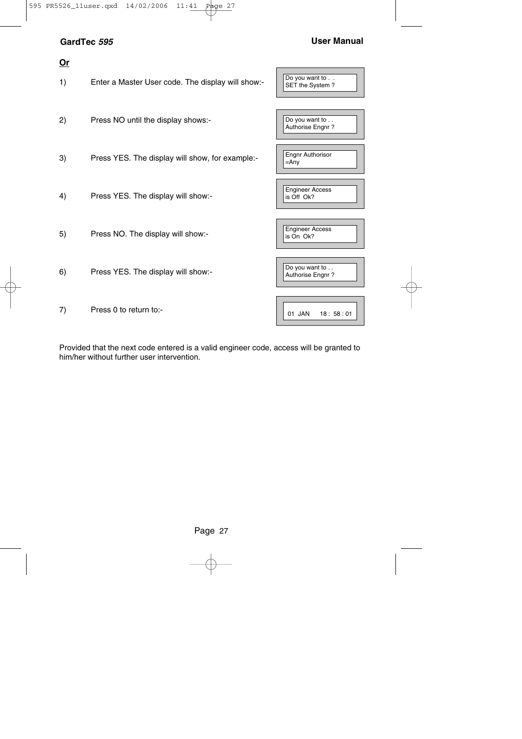**Or**

| Step | Action | Display |
|---|---|---|
| 1) | Enter a Master User code. The display will show:- | Do you want to . . SET the System ? |
| 2) | Press NO until the display shows:- | Do you want to . . Authorise Engnr ? |
| 3) | Press YES. The display will show, for example:- | Engnr Authorisor =Any |
| 4) | Press YES. The display will show:- | Engineer Access is Off Ok? |
| 5) | Press NO. The display will show:- | Engineer Access is On Ok? |
| 6) | Press YES. The display will show:- | Do you want to . . Authorise Engnr ? |
| 7) | Press 0 to return to:- | 01 JAN 18 : 58 : 01 |

Provided that the next code entered is a valid engineer code, access will be granted to him/her without further user intervention.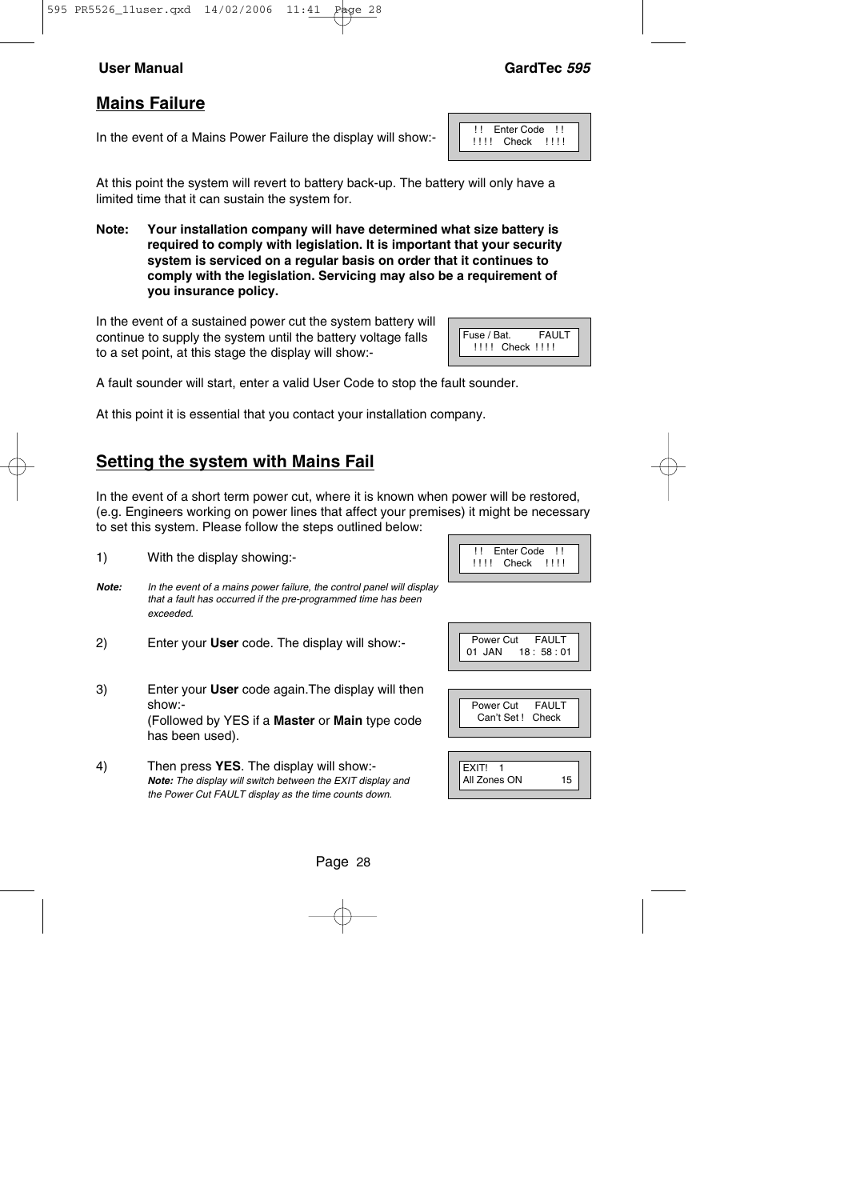## Mains Failure

In the event of a Mains Power Failure the display will show:-

```
!!   Enter Code   !!
!!!!   Check   !!!!
```

At this point the system will revert to battery back-up. The battery will only have a limited time that it can sustain the system for.

**Note: Your installation company will have determined what size battery is required to comply with legislation. It is important that your security system is serviced on a regular basis on order that it continues to comply with the legislation. Servicing may also be a requirement of you insurance policy.**

In the event of a sustained power cut the system battery will continue to supply the system until the battery voltage falls to a set point, at this stage the display will show:-

```
Fuse / Bat.      FAULT
 !!!!  Check !!!!
```

A fault sounder will start, enter a valid User Code to stop the fault sounder.

At this point it is essential that you contact your installation company.

## Setting the system with Mains Fail

In the event of a short term power cut, where it is known when power will be restored, (e.g. Engineers working on power lines that affect your premises) it might be necessary to set this system. Please follow the steps outlined below:

1) With the display showing:-

```
!!   Enter Code   !!
!!!!   Check   !!!!
```

***Note:*** *In the event of a mains power failure, the control panel will display that a fault has occurred if the pre-programmed time has been exceeded.*

2) Enter your **User** code. The display will show:-

```
 Power Cut    FAULT
01 JAN    18 : 58 : 01
```

3) Enter your **User** code again.The display will then show:-
(Followed by YES if a **Master** or **Main** type code has been used).

```
 Power Cut    FAULT
  Can't Set !  Check
```

4) Then press **YES**. The display will show:-
***Note:*** *The display will switch between the EXIT display and the Power Cut FAULT display as the time counts down.*

```
EXIT!   1
All Zones ON        15
```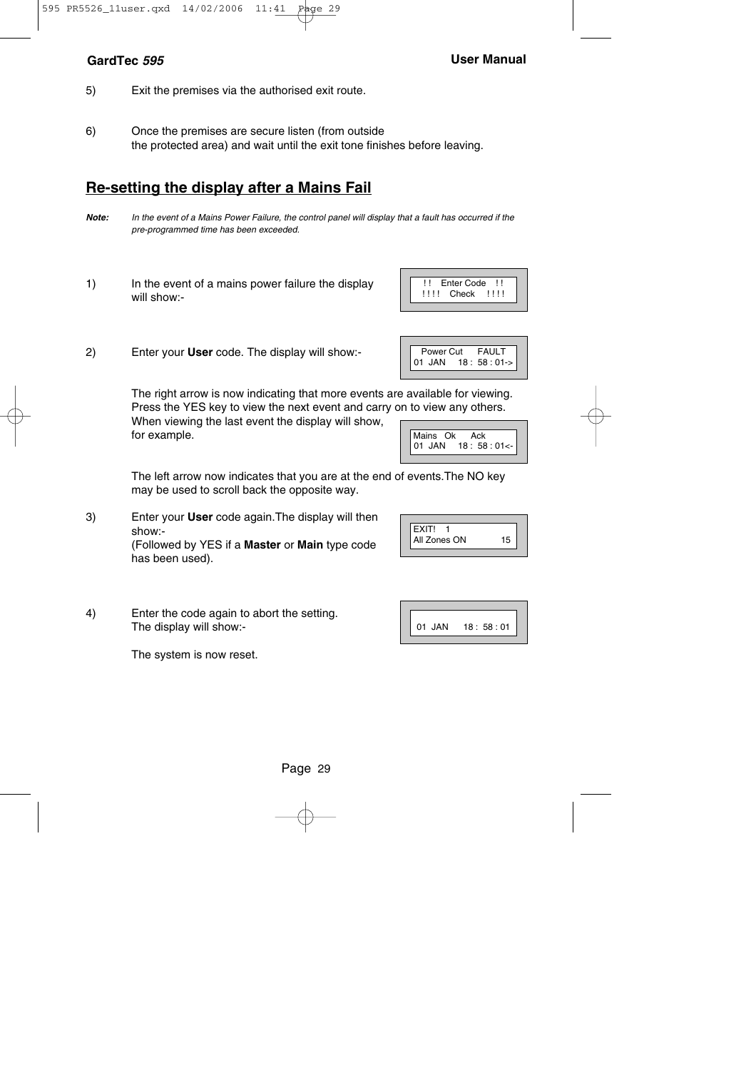5) Exit the premises via the authorised exit route.

6) Once the premises are secure listen (from outside the protected area) and wait until the exit tone finishes before leaving.

## Re-setting the display after a Mains Fail

***Note:*** *In the event of a Mains Power Failure, the control panel will display that a fault has occurred if the pre-programmed time has been exceeded.*

1) In the event of a mains power failure the display will show:-

```
 ! !   Enter Code   ! !
! ! ! !   Check   ! ! ! !
```

2) Enter your **User** code. The display will show:-

```
  Power Cut     FAULT
01  JAN    18 :  58 : 01->
```

The right arrow is now indicating that more events are available for viewing. Press the YES key to view the next event and carry on to view any others. When viewing the last event the display will show, for example.

```
Mains   Ok     Ack
01  JAN    18 :  58 : 01<-
```

The left arrow now indicates that you are at the end of events.The NO key may be used to scroll back the opposite way.

3) Enter your **User** code again.The display will then show:-
(Followed by YES if a **Master** or **Main** type code has been used).

```
EXIT!   1
All Zones ON          15
```

4) Enter the code again to abort the setting.
The display will show:-

```
 01  JAN     18 :  58 : 01
```

The system is now reset.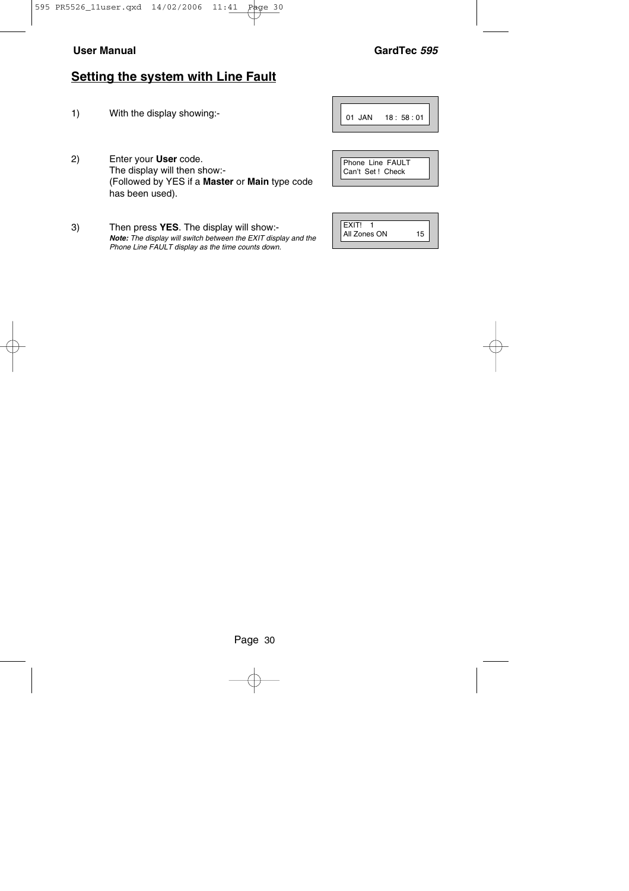## Setting the system with Line Fault

1) With the display showing:-

```
01 JAN     18 : 58 : 01
```

2) Enter your **User** code.
The display will then show:-
(Followed by YES if a **Master** or **Main** type code has been used).

```
Phone Line FAULT
Can't Set ! Check
```

3) Then press **YES**. The display will show:-
***Note:*** *The display will switch between the EXIT display and the Phone Line FAULT display as the time counts down.*

```
EXIT!   1
All Zones ON          15
```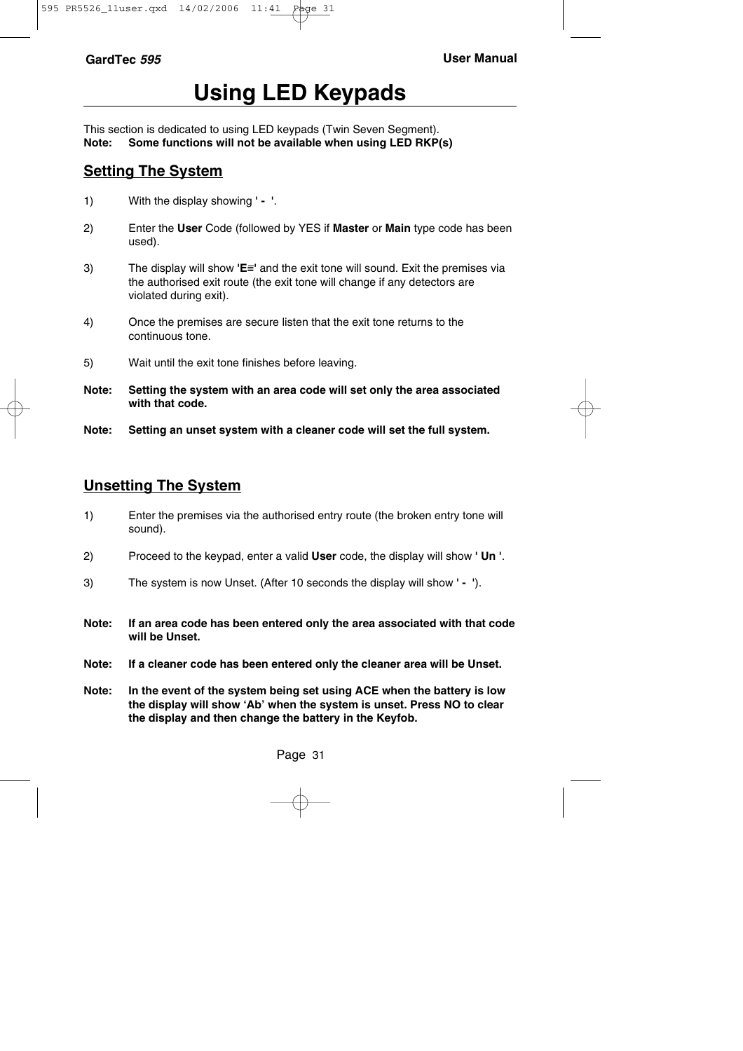# Using LED Keypads

This section is dedicated to using LED keypads (Twin Seven Segment).
**Note: Some functions will not be available when using LED RKP(s)**

## Setting The System

1) With the display showing **' - '**.

2) Enter the **User** Code (followed by YES if **Master** or **Main** type code has been used).

3) The display will show **'E≡'** and the exit tone will sound. Exit the premises via the authorised exit route (the exit tone will change if any detectors are violated during exit).

4) Once the premises are secure listen that the exit tone returns to the continuous tone.

5) Wait until the exit tone finishes before leaving.

**Note: Setting the system with an area code will set only the area associated with that code.**

**Note: Setting an unset system with a cleaner code will set the full system.**

## Unsetting The System

1) Enter the premises via the authorised entry route (the broken entry tone will sound).

2) Proceed to the keypad, enter a valid **User** code, the display will show **' Un '**.

3) The system is now Unset. (After 10 seconds the display will show **' - '**).

**Note: If an area code has been entered only the area associated with that code will be Unset.**

**Note: If a cleaner code has been entered only the cleaner area will be Unset.**

**Note: In the event of the system being set using ACE when the battery is low the display will show 'Ab' when the system is unset. Press NO to clear the display and then change the battery in the Keyfob.**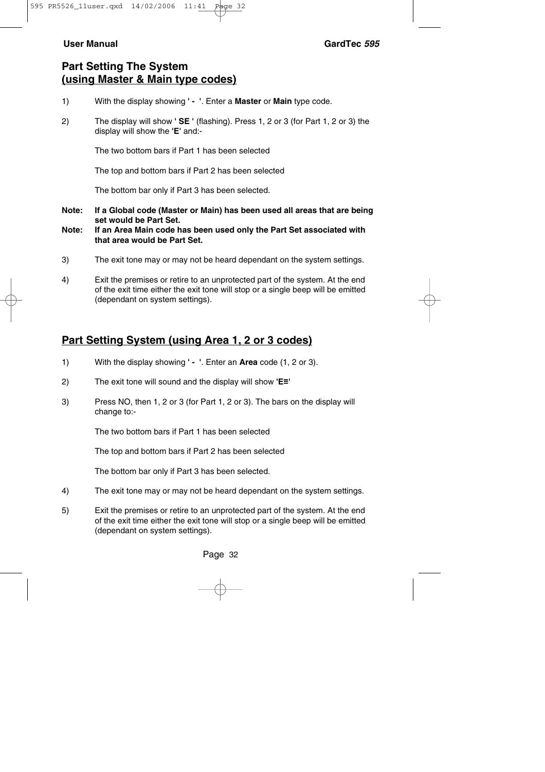## Part Setting The System
## (using Master & Main type codes)

1) With the display showing **' -  '**. Enter a **Master** or **Main** type code.

2) The display will show **' SE '** (flashing). Press 1, 2 or 3 (for Part 1, 2 or 3) the display will show the **'E'** and:-

   The two bottom bars if Part 1 has been selected

   The top and bottom bars if Part 2 has been selected

   The bottom bar only if Part 3 has been selected.

**Note: If a Global code (Master or Main) has been used all areas that are being set would be Part Set.**

**Note: If an Area Main code has been used only the Part Set associated with that area would be Part Set.**

3) The exit tone may or may not be heard dependant on the system settings.

4) Exit the premises or retire to an unprotected part of the system. At the end of the exit time either the exit tone will stop or a single beep will be emitted (dependant on system settings).

## Part Setting System (using Area 1, 2 or 3 codes)

1) With the display showing **' -  '**. Enter an **Area** code (1, 2 or 3).

2) The exit tone will sound and the display will show **'E≡'**

3) Press NO, then 1, 2 or 3 (for Part 1, 2 or 3). The bars on the display will change to:-

   The two bottom bars if Part 1 has been selected

   The top and bottom bars if Part 2 has been selected

   The bottom bar only if Part 3 has been selected.

4) The exit tone may or may not be heard dependant on the system settings.

5) Exit the premises or retire to an unprotected part of the system. At the end of the exit time either the exit tone will stop or a single beep will be emitted (dependant on system settings).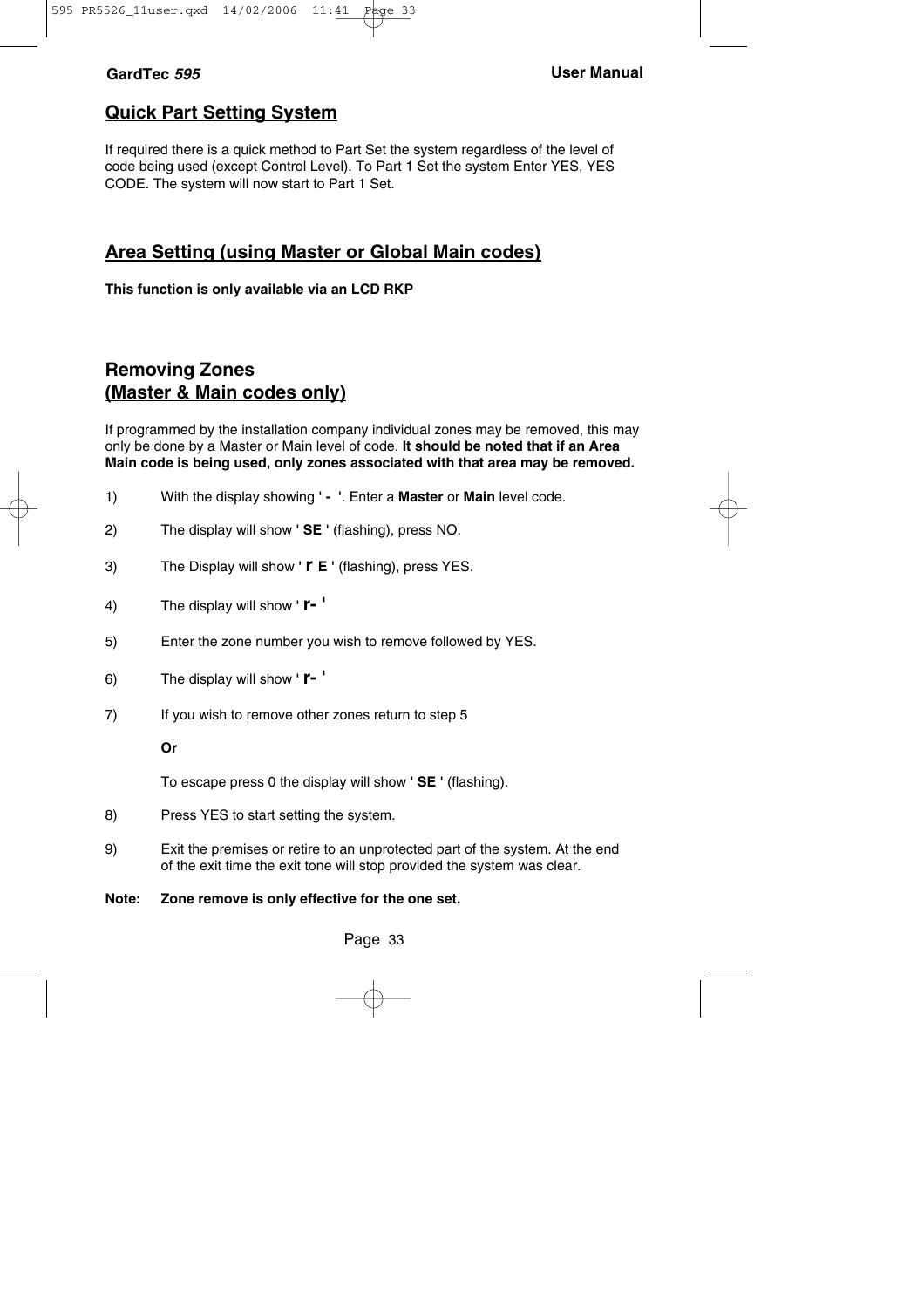## Quick Part Setting System

If required there is a quick method to Part Set the system regardless of the level of code being used (except Control Level). To Part 1 Set the system Enter YES, YES CODE. The system will now start to Part 1 Set.

## Area Setting (using Master or Global Main codes)

**This function is only available via an LCD RKP**

## Removing Zones (Master & Main codes only)

If programmed by the installation company individual zones may be removed, this may only be done by a Master or Main level of code. **It should be noted that if an Area Main code is being used, only zones associated with that area may be removed.**

1) With the display showing ' **-** '. Enter a **Master** or **Main** level code.

2) The display will show ' **SE** ' (flashing), press NO.

3) The Display will show ' **r E** ' (flashing), press YES.

4) The display will show ' **r-** '

5) Enter the zone number you wish to remove followed by YES.

6) The display will show ' **r-** '

7) If you wish to remove other zones return to step 5

   **Or**

   To escape press 0 the display will show ' **SE** ' (flashing).

8) Press YES to start setting the system.

9) Exit the premises or retire to an unprotected part of the system. At the end of the exit time the exit tone will stop provided the system was clear.

**Note: Zone remove is only effective for the one set.**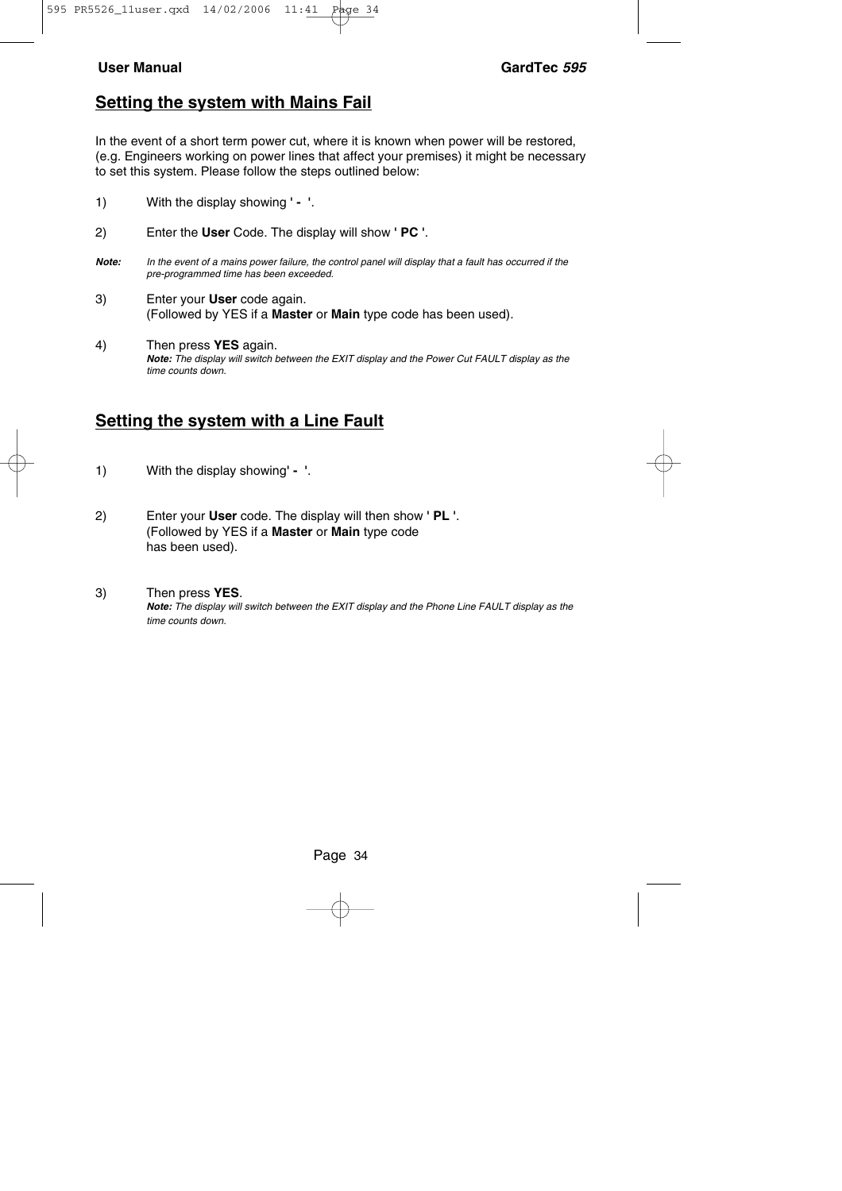## Setting the system with Mains Fail

In the event of a short term power cut, where it is known when power will be restored, (e.g. Engineers working on power lines that affect your premises) it might be necessary to set this system. Please follow the steps outlined below:

1) With the display showing **' - '**.

2) Enter the **User** Code. The display will show **' PC '**.

***Note:*** *In the event of a mains power failure, the control panel will display that a fault has occurred if the pre-programmed time has been exceeded.*

3) Enter your **User** code again.
(Followed by YES if a **Master** or **Main** type code has been used).

4) Then press **YES** again.
***Note:*** *The display will switch between the EXIT display and the Power Cut FAULT display as the time counts down.*

## Setting the system with a Line Fault

1) With the display showing**' - '**.

2) Enter your **User** code. The display will then show **' PL '**.
(Followed by YES if a **Master** or **Main** type code has been used).

3) Then press **YES**.
***Note:*** *The display will switch between the EXIT display and the Phone Line FAULT display as the time counts down.*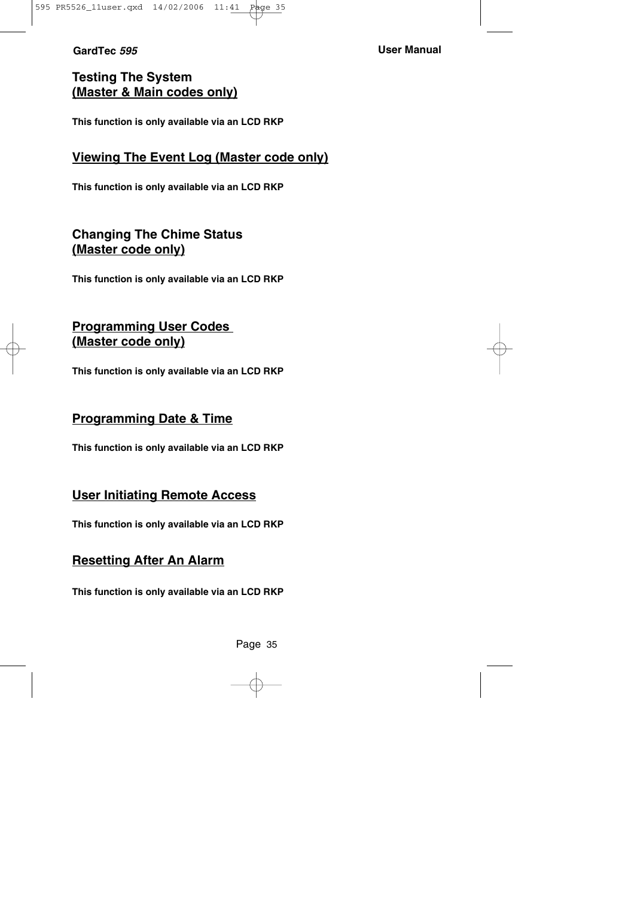## Testing The System
## (Master & Main codes only)

**This function is only available via an LCD RKP**

## Viewing The Event Log (Master code only)

**This function is only available via an LCD RKP**

## Changing The Chime Status
## (Master code only)

**This function is only available via an LCD RKP**

## Programming User Codes
## (Master code only)

**This function is only available via an LCD RKP**

## Programming Date & Time

**This function is only available via an LCD RKP**

## User Initiating Remote Access

**This function is only available via an LCD RKP**

## Resetting After An Alarm

**This function is only available via an LCD RKP**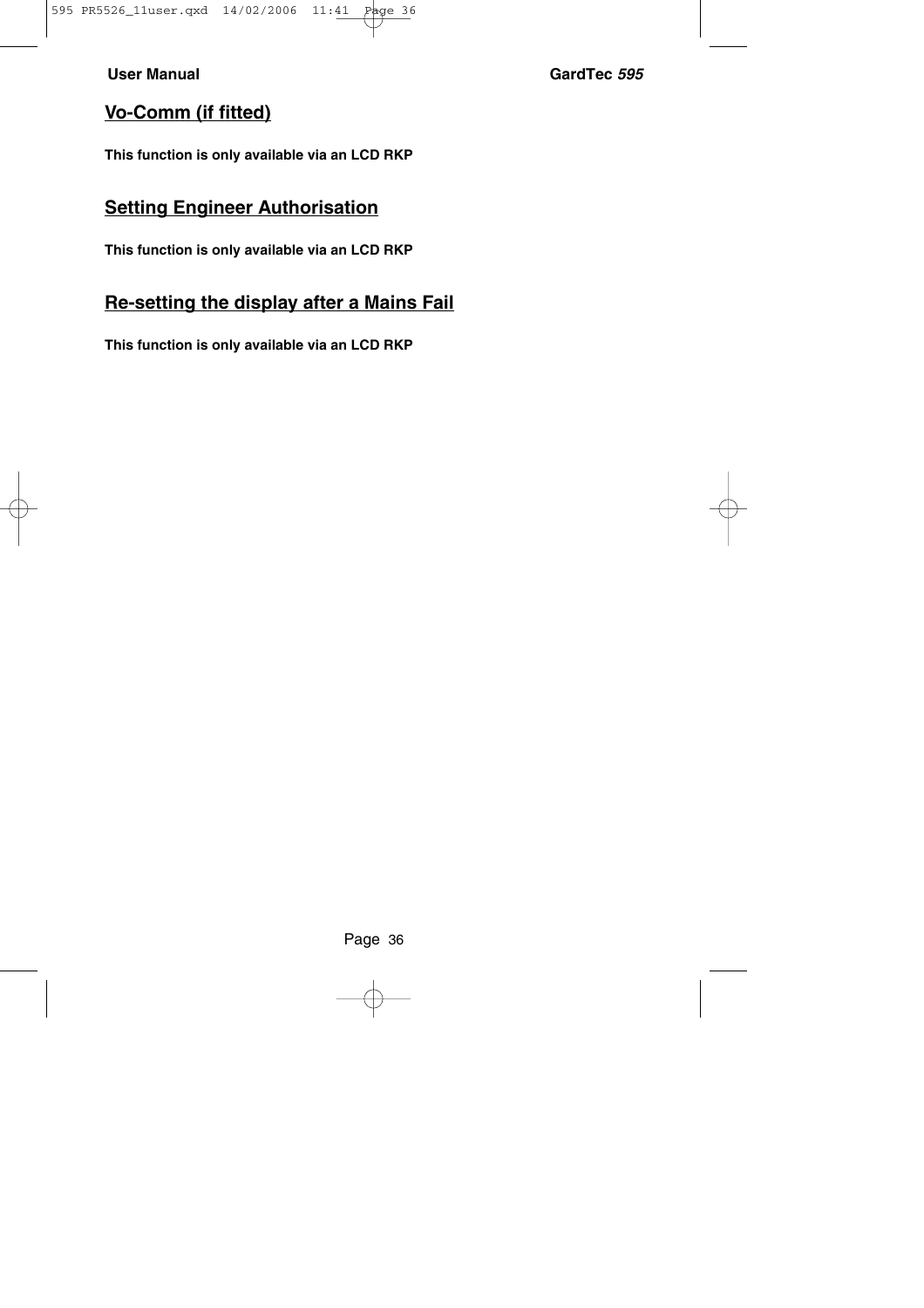## Vo-Comm (if fitted)

**This function is only available via an LCD RKP**

## Setting Engineer Authorisation

**This function is only available via an LCD RKP**

## Re-setting the display after a Mains Fail

**This function is only available via an LCD RKP**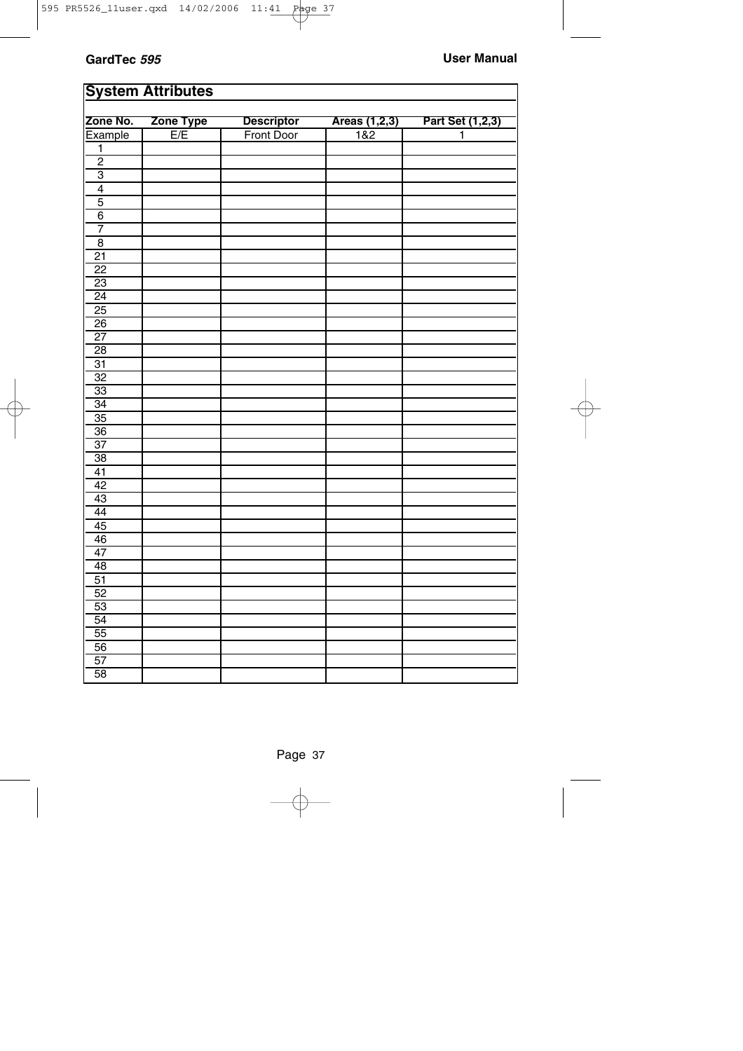## System Attributes

| Zone No. | Zone Type | Descriptor | Areas (1,2,3) | Part Set (1,2,3) |
|---|---|---|---|---|
| Example | E/E | Front Door | 1&2 | 1 |
| 1 | | | | |
| 2 | | | | |
| 3 | | | | |
| 4 | | | | |
| 5 | | | | |
| 6 | | | | |
| 7 | | | | |
| 8 | | | | |
| 21 | | | | |
| 22 | | | | |
| 23 | | | | |
| 24 | | | | |
| 25 | | | | |
| 26 | | | | |
| 27 | | | | |
| 28 | | | | |
| 31 | | | | |
| 32 | | | | |
| 33 | | | | |
| 34 | | | | |
| 35 | | | | |
| 36 | | | | |
| 37 | | | | |
| 38 | | | | |
| 41 | | | | |
| 42 | | | | |
| 43 | | | | |
| 44 | | | | |
| 45 | | | | |
| 46 | | | | |
| 47 | | | | |
| 48 | | | | |
| 51 | | | | |
| 52 | | | | |
| 53 | | | | |
| 54 | | | | |
| 55 | | | | |
| 56 | | | | |
| 57 | | | | |
| 58 | | | | |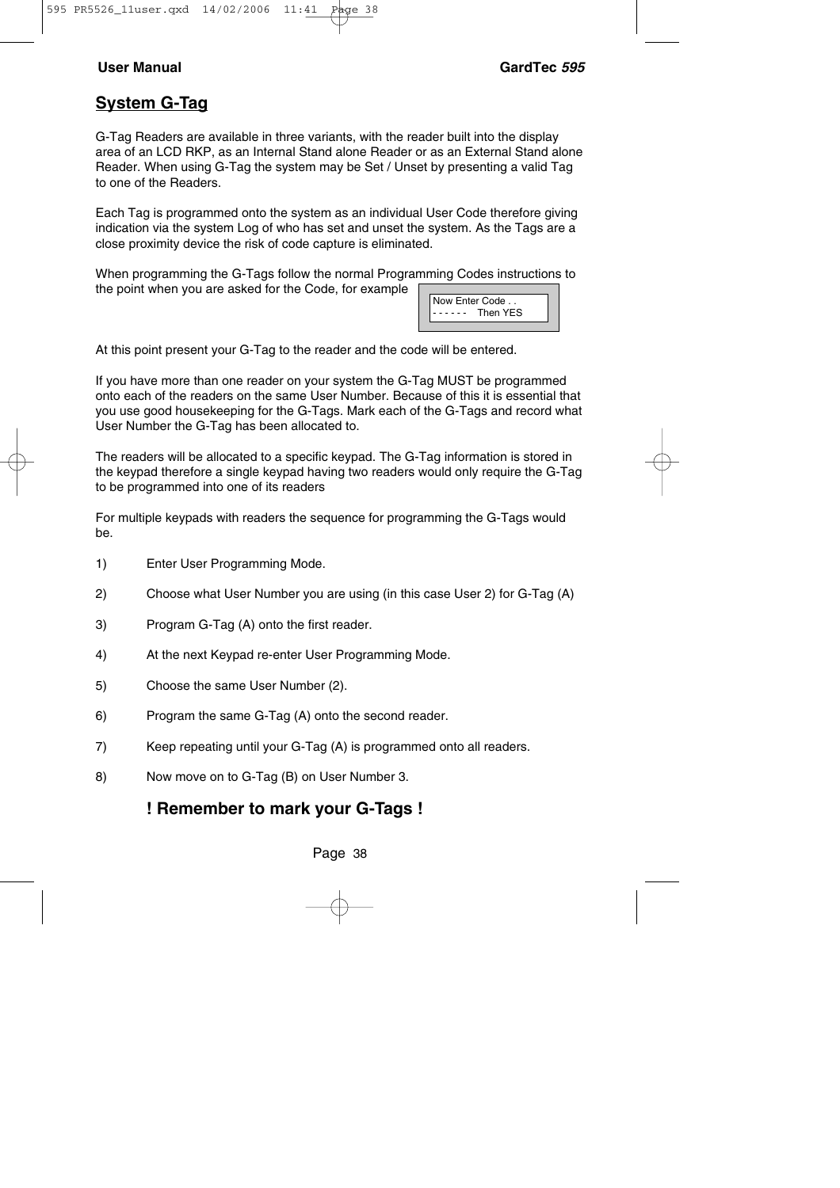## System G-Tag

G-Tag Readers are available in three variants, with the reader built into the display area of an LCD RKP, as an Internal Stand alone Reader or as an External Stand alone Reader. When using G-Tag the system may be Set / Unset by presenting a valid Tag to one of the Readers.

Each Tag is programmed onto the system as an individual User Code therefore giving indication via the system Log of who has set and unset the system. As the Tags are a close proximity device the risk of code capture is eliminated.

When programming the G-Tags follow the normal Programming Codes instructions to the point when you are asked for the Code, for example

```
Now Enter Code . .
- - - - - -   Then YES
```

At this point present your G-Tag to the reader and the code will be entered.

If you have more than one reader on your system the G-Tag MUST be programmed onto each of the readers on the same User Number. Because of this it is essential that you use good housekeeping for the G-Tags. Mark each of the G-Tags and record what User Number the G-Tag has been allocated to.

The readers will be allocated to a specific keypad. The G-Tag information is stored in the keypad therefore a single keypad having two readers would only require the G-Tag to be programmed into one of its readers

For multiple keypads with readers the sequence for programming the G-Tags would be.

1) Enter User Programming Mode.

2) Choose what User Number you are using (in this case User 2) for G-Tag (A)

3) Program G-Tag (A) onto the first reader.

4) At the next Keypad re-enter User Programming Mode.

5) Choose the same User Number (2).

6) Program the same G-Tag (A) onto the second reader.

7) Keep repeating until your G-Tag (A) is programmed onto all readers.

8) Now move on to G-Tag (B) on User Number 3.

**! Remember to mark your G-Tags !**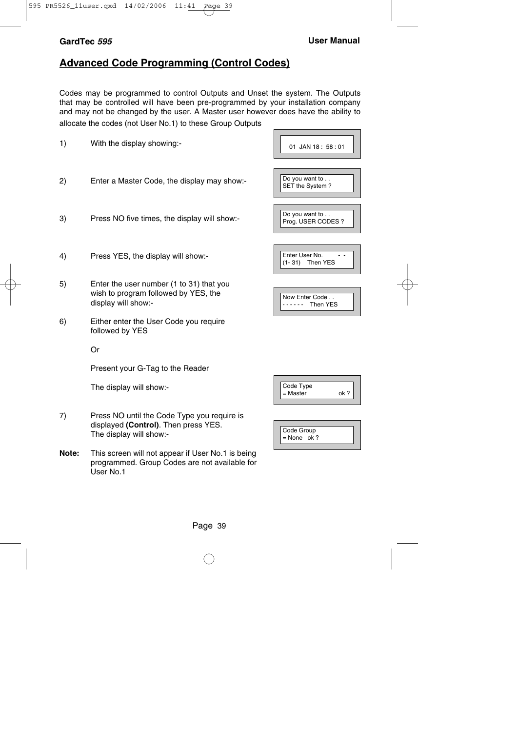## Advanced Code Programming (Control Codes)

Codes may be programmed to control Outputs and Unset the system. The Outputs that may be controlled will have been pre-programmed by your installation company and may not be changed by the user. A Master user however does have the ability to allocate the codes (not User No.1) to these Group Outputs

1) With the display showing:-

```
01 JAN 18 : 58 : 01
```

2) Enter a Master Code, the display may show:-

```
Do you want to . .
SET the System ?
```

3) Press NO five times, the display will show:-

```
Do you want to . .
Prog. USER CODES ?
```

4) Press YES, the display will show:-

```
Enter User No.        - -
(1- 31)    Then YES
```

5) Enter the user number (1 to 31) that you wish to program followed by YES, the display will show:-

```
Now Enter Code . .
- - - - - -    Then YES
```

6) Either enter the User Code you require followed by YES

Or

Present your G-Tag to the Reader

The display will show:-

```
Code Type
= Master              ok ?
```

7) Press NO until the Code Type you require is displayed **(Control)**. Then press YES. The display will show:-

```
Code Group
= None   ok ?
```

**Note:** This screen will not appear if User No.1 is being programmed. Group Codes are not available for User No.1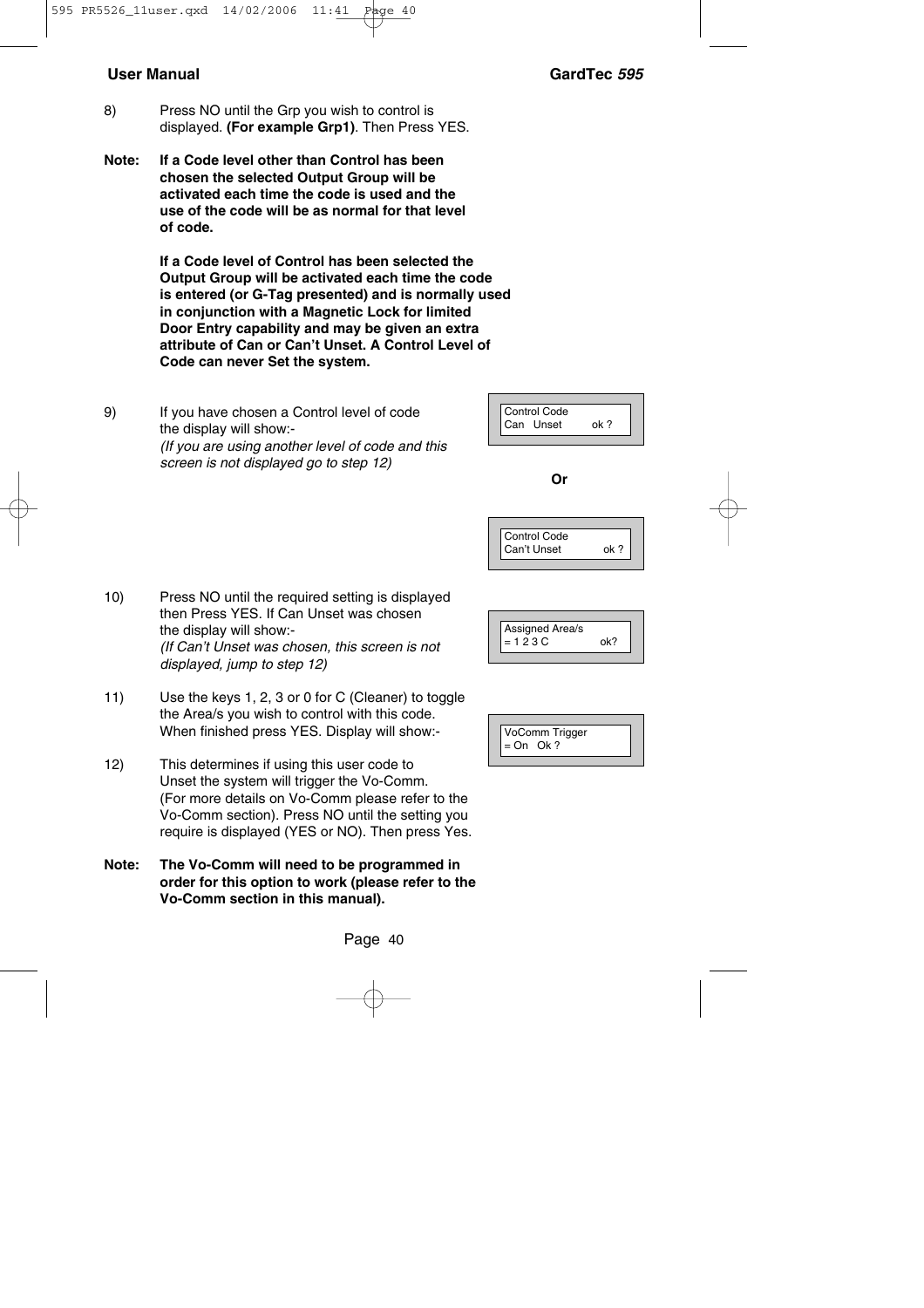8) Press NO until the Grp you wish to control is displayed. **(For example Grp1)**. Then Press YES.

**Note: If a Code level other than Control has been chosen the selected Output Group will be activated each time the code is used and the use of the code will be as normal for that level of code.**

**If a Code level of Control has been selected the Output Group will be activated each time the code is entered (or G-Tag presented) and is normally used in conjunction with a Magnetic Lock for limited Door Entry capability and may be given an extra attribute of Can or Can't Unset. A Control Level of Code can never Set the system.**

9) If you have chosen a Control level of code the display will show:-
*(If you are using another level of code and this screen is not displayed go to step 12)*

```
Control Code
Can   Unset        ok ?
```

**Or**

```
Control Code
Can't Unset          ok ?
```

10) Press NO until the required setting is displayed then Press YES. If Can Unset was chosen the display will show:-
*(If Can't Unset was chosen, this screen is not displayed, jump to step 12)*

```
Assigned Area/s
= 1 2 3 C             ok?
```

11) Use the keys 1, 2, 3 or 0 for C (Cleaner) to toggle the Area/s you wish to control with this code. When finished press YES. Display will show:-

```
VoComm Trigger
= On   Ok ?
```

12) This determines if using this user code to Unset the system will trigger the Vo-Comm. (For more details on Vo-Comm please refer to the Vo-Comm section). Press NO until the setting you require is displayed (YES or NO). Then press Yes.

**Note: The Vo-Comm will need to be programmed in order for this option to work (please refer to the Vo-Comm section in this manual).**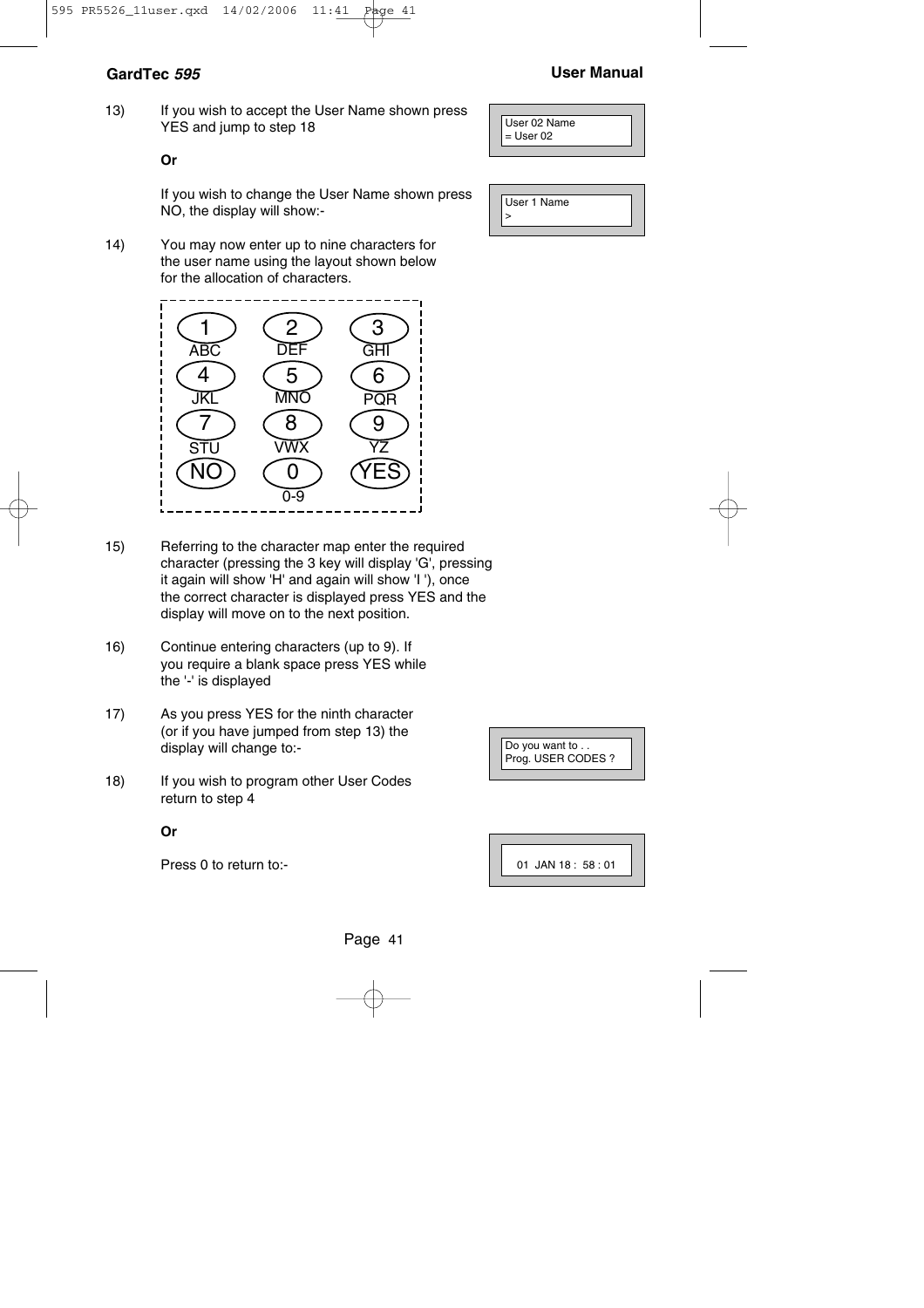13) If you wish to accept the User Name shown press YES and jump to step 18

```
User 02 Name
= User 02
```

**Or**

If you wish to change the User Name shown press NO, the display will show:-

```
User 1 Name
>
```

14) You may now enter up to nine characters for the user name using the layout shown below for the allocation of characters.

| 1 | 2 | 3 |
|---|---|---|
| ABC | DEF | GHI |
| 4 | 5 | 6 |
| JKL | MNO | PQR |
| 7 | 8 | 9 |
| STU | VWX | YZ |
| NO | 0 | YES |
| | 0-9 | |

15) Referring to the character map enter the required character (pressing the 3 key will display 'G', pressing it again will show 'H' and again will show 'I '), once the correct character is displayed press YES and the display will move on to the next position.

16) Continue entering characters (up to 9). If you require a blank space press YES while the '-' is displayed

17) As you press YES for the ninth character (or if you have jumped from step 13) the display will change to:-

```
Do you want to . .
Prog. USER CODES ?
```

18) If you wish to program other User Codes return to step 4

**Or**

Press 0 to return to:-

```
01  JAN 18 :  58 : 01
```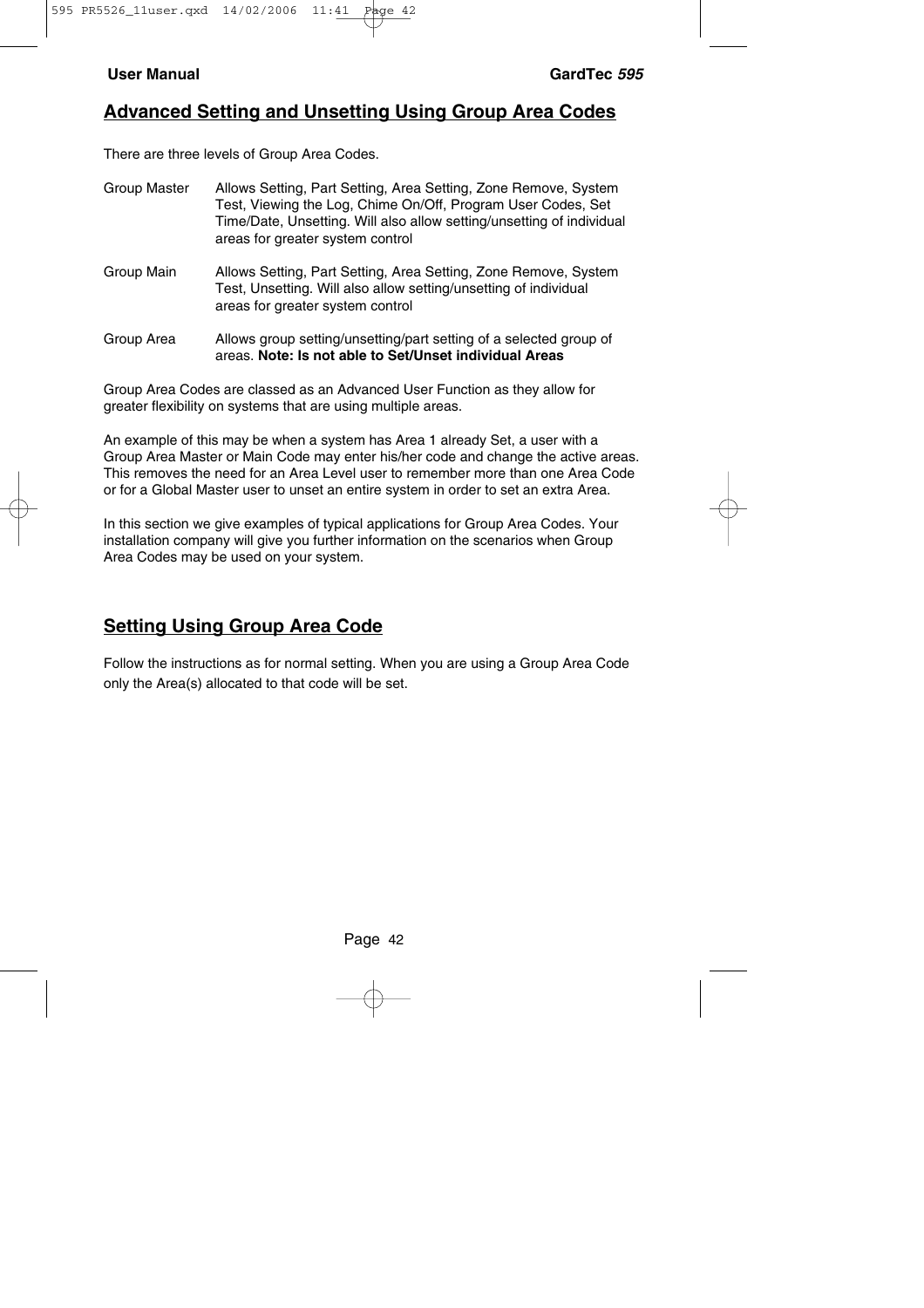## Advanced Setting and Unsetting Using Group Area Codes

There are three levels of Group Area Codes.

| | |
|---|---|
| Group Master | Allows Setting, Part Setting, Area Setting, Zone Remove, System Test, Viewing the Log, Chime On/Off, Program User Codes, Set Time/Date, Unsetting. Will also allow setting/unsetting of individual areas for greater system control |
| Group Main | Allows Setting, Part Setting, Area Setting, Zone Remove, System Test, Unsetting. Will also allow setting/unsetting of individual areas for greater system control |
| Group Area | Allows group setting/unsetting/part setting of a selected group of areas. **Note: Is not able to Set/Unset individual Areas** |

Group Area Codes are classed as an Advanced User Function as they allow for greater flexibility on systems that are using multiple areas.

An example of this may be when a system has Area 1 already Set, a user with a Group Area Master or Main Code may enter his/her code and change the active areas. This removes the need for an Area Level user to remember more than one Area Code or for a Global Master user to unset an entire system in order to set an extra Area.

In this section we give examples of typical applications for Group Area Codes. Your installation company will give you further information on the scenarios when Group Area Codes may be used on your system.

## Setting Using Group Area Code

Follow the instructions as for normal setting. When you are using a Group Area Code only the Area(s) allocated to that code will be set.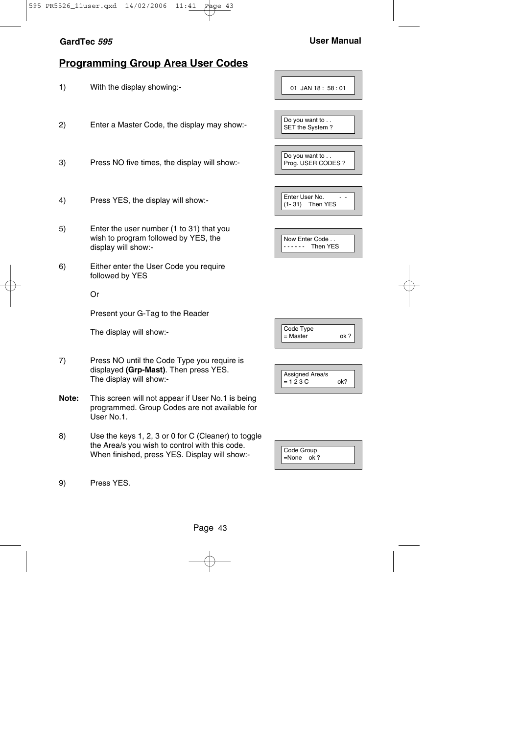## Programming Group Area User Codes

| Step | Instruction | Display |
|---|---|---|
| 1) | With the display showing:- | 01 JAN 18 : 58 : 01 |
| 2) | Enter a Master Code, the display may show:- | Do you want to . . SET the System ? |
| 3) | Press NO five times, the display will show:- | Do you want to . . Prog. USER CODES ? |
| 4) | Press YES, the display will show:- | Enter User No. - - (1- 31) Then YES |
| 5) | Enter the user number (1 to 31) that you wish to program followed by YES, the display will show:- | Now Enter Code . . - - - - - - Then YES |
| 6) | Either enter the User Code you require followed by YES<br><br>Or<br><br>Present your G-Tag to the Reader<br><br>The display will show:- | Code Type = Master ok ? |
| 7) | Press NO until the Code Type you require is displayed **(Grp-Mast)**. Then press YES. The display will show:- | Assigned Area/s = 1 2 3 C ok? |
| **Note:** | This screen will not appear if User No.1 is being programmed. Group Codes are not available for User No.1. | |
| 8) | Use the keys 1, 2, 3 or 0 for C (Cleaner) to toggle the Area/s you wish to control with this code. When finished, press YES. Display will show:- | Code Group =None ok ? |
| 9) | Press YES. | |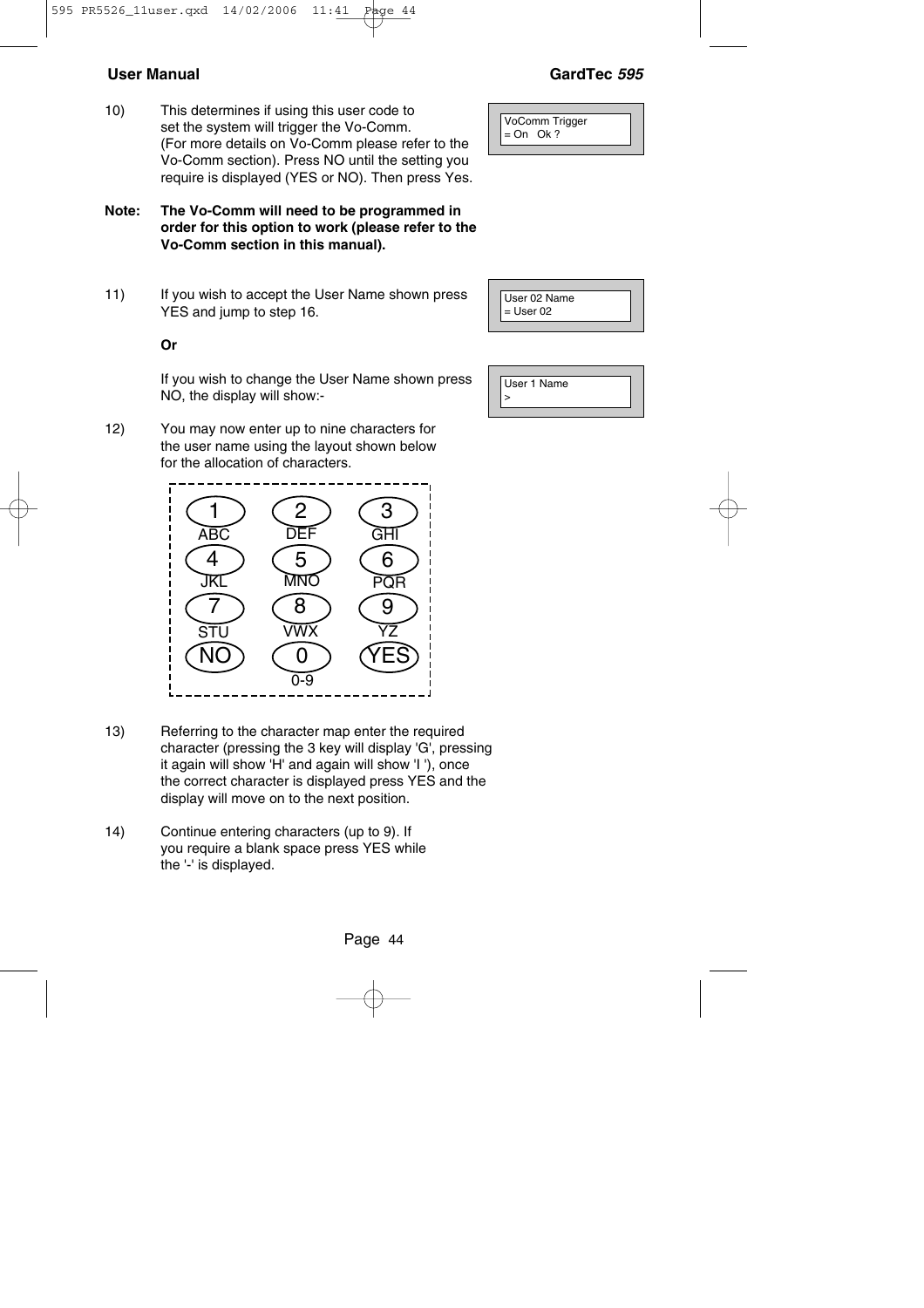10) This determines if using this user code to set the system will trigger the Vo-Comm. (For more details on Vo-Comm please refer to the Vo-Comm section). Press NO until the setting you require is displayed (YES or NO). Then press Yes.

```
VoComm Trigger
= On   Ok ?
```

**Note: The Vo-Comm will need to be programmed in order for this option to work (please refer to the Vo-Comm section in this manual).**

11) If you wish to accept the User Name shown press YES and jump to step 16.

```
User 02 Name
= User 02
```

**Or**

If you wish to change the User Name shown press NO, the display will show:-

```
User 1 Name
>
```

12) You may now enter up to nine characters for the user name using the layout shown below for the allocation of characters.

| 1 | 2 | 3 |
|---|---|---|
| ABC | DEF | GHI |
| 4 | 5 | 6 |
| JKL | MNO | PQR |
| 7 | 8 | 9 |
| STU | VWX | YZ |
| NO | 0 | YES |
| | 0-9 | |

13) Referring to the character map enter the required character (pressing the 3 key will display 'G', pressing it again will show 'H' and again will show 'I '), once the correct character is displayed press YES and the display will move on to the next position.

14) Continue entering characters (up to 9). If you require a blank space press YES while the '-' is displayed.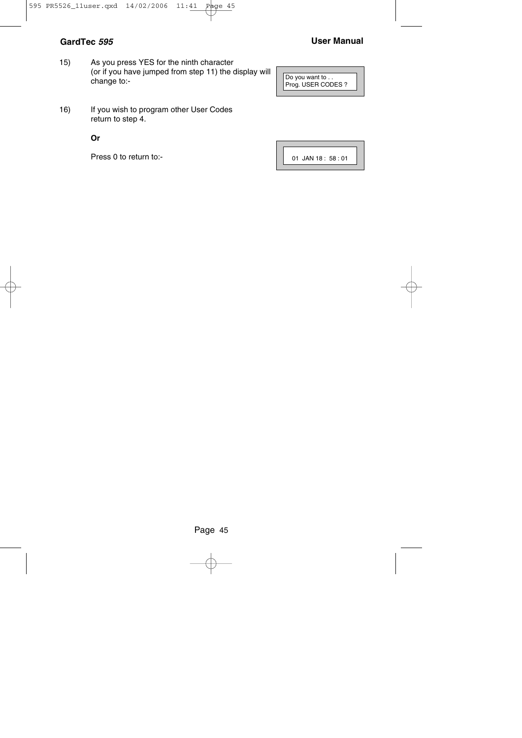15) As you press YES for the ninth character (or if you have jumped from step 11) the display will change to:-

```
Do you want to . .
Prog. USER CODES ?
```

16) If you wish to program other User Codes return to step 4.

**Or**

Press 0 to return to:-

```
01  JAN 18 :  58 : 01
```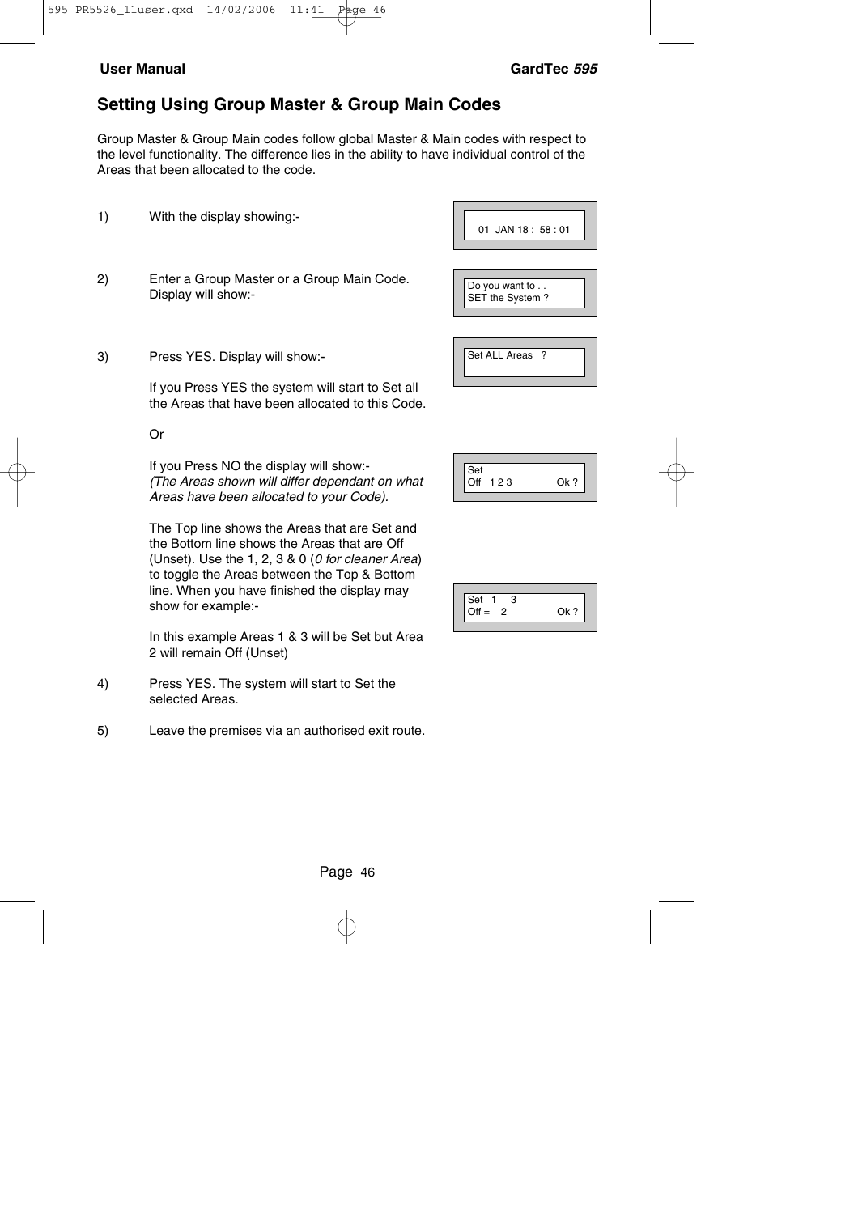## Setting Using Group Master & Group Main Codes

Group Master & Group Main codes follow global Master & Main codes with respect to the level functionality. The difference lies in the ability to have individual control of the Areas that been allocated to the code.

1) With the display showing:-

```
01  JAN 18 :  58 : 01
```

2) Enter a Group Master or a Group Main Code. Display will show:-

```
Do you want to . .
SET the System ?
```

3) Press YES. Display will show:-

```
Set ALL Areas   ?
```

If you Press YES the system will start to Set all the Areas that have been allocated to this Code.

Or

If you Press NO the display will show:-
*(The Areas shown will differ dependant on what Areas have been allocated to your Code).*

```
Set
Off   1 2 3              Ok ?
```

The Top line shows the Areas that are Set and the Bottom line shows the Areas that are Off (Unset). Use the 1, 2, 3 & 0 (*0 for cleaner Area*) to toggle the Areas between the Top & Bottom line. When you have finished the display may show for example:-

```
Set   1    3
Off =    2               Ok ?
```

In this example Areas 1 & 3 will be Set but Area 2 will remain Off (Unset)

4) Press YES. The system will start to Set the selected Areas.

5) Leave the premises via an authorised exit route.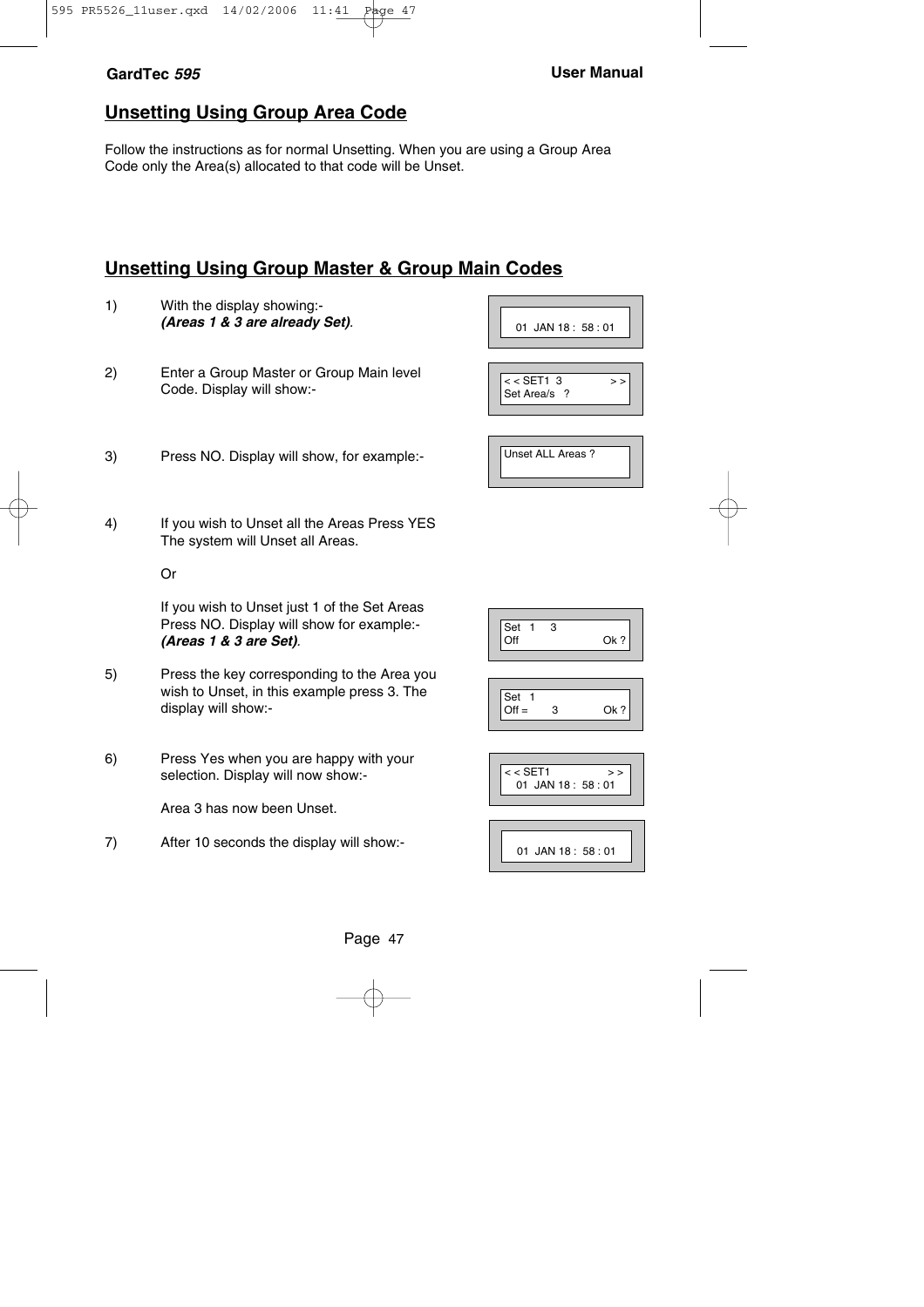## Unsetting Using Group Area Code

Follow the instructions as for normal Unsetting. When you are using a Group Area Code only the Area(s) allocated to that code will be Unset.

## Unsetting Using Group Master & Group Main Codes

1) With the display showing:-
   ***(Areas 1 & 3 are already Set)***.

```
01  JAN 18 :  58 : 01
```

2) Enter a Group Master or Group Main level Code. Display will show:-

```
< < SET1  3              > >
Set Area/s   ?
```

3) Press NO. Display will show, for example:-

```
Unset ALL Areas ?
```

4) If you wish to Unset all the Areas Press YES The system will Unset all Areas.

   Or

   If you wish to Unset just 1 of the Set Areas Press NO. Display will show for example:-
   ***(Areas 1 & 3 are Set)***.

```
Set   1     3
Off                        Ok ?
```

5) Press the key corresponding to the Area you wish to Unset, in this example press 3. The display will show:-

```
Set   1
Off =       3              Ok ?
```

6) Press Yes when you are happy with your selection. Display will now show:-

   Area 3 has now been Unset.

```
< < SET1                 > >
   01  JAN 18 :  58 : 01
```

7) After 10 seconds the display will show:-

```
01  JAN 18 :  58 : 01
```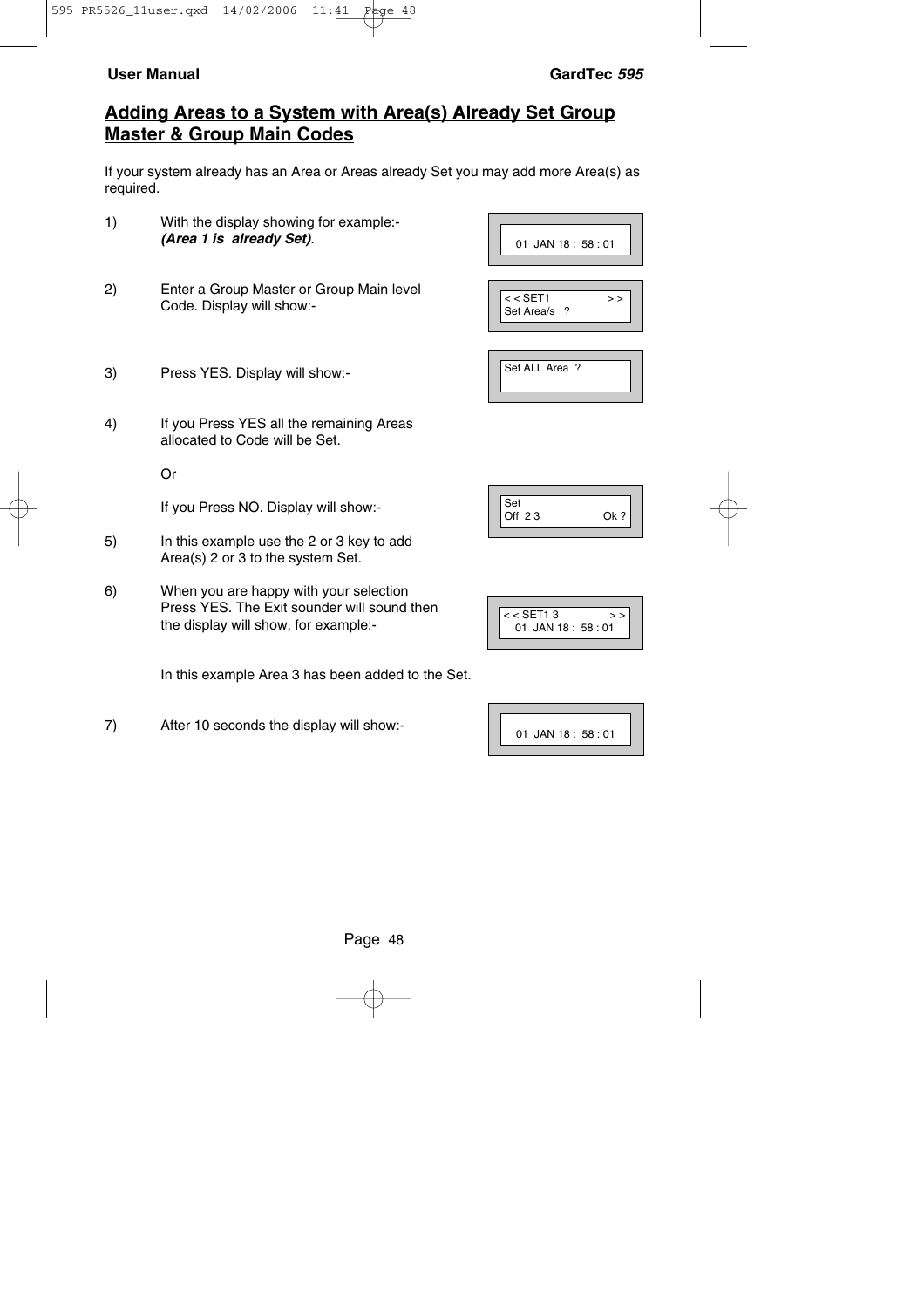## Adding Areas to a System with Area(s) Already Set Group Master & Group Main Codes

If your system already has an Area or Areas already Set you may add more Area(s) as required.

1) With the display showing for example:- ***(Area 1 is already Set)***.

```
01  JAN 18 :  58 : 01
```

2) Enter a Group Master or Group Main level Code. Display will show:-

```
< < SET1            > >
Set Area/s   ?
```

3) Press YES. Display will show:-

```
Set ALL Area  ?
```

4) If you Press YES all the remaining Areas allocated to Code will be Set.

   Or

   If you Press NO. Display will show:-

```
Set
Off  2 3            Ok ?
```

5) In this example use the 2 or 3 key to add Area(s) 2 or 3 to the system Set.

6) When you are happy with your selection Press YES. The Exit sounder will sound then the display will show, for example:-

```
< < SET1 3          > >
  01  JAN 18 :  58 : 01
```

   In this example Area 3 has been added to the Set.

7) After 10 seconds the display will show:-

```
01  JAN 18 :  58 : 01
```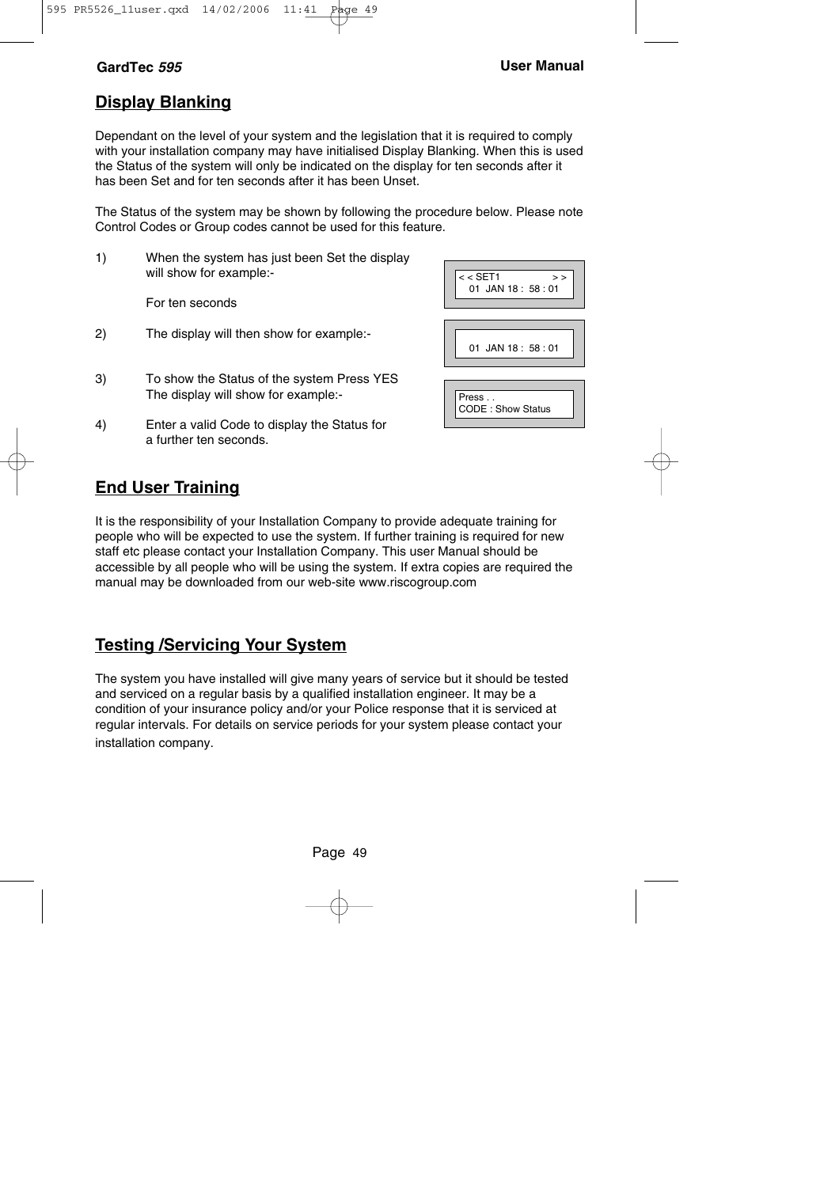## Display Blanking

Dependant on the level of your system and the legislation that it is required to comply with your installation company may have initialised Display Blanking. When this is used the Status of the system will only be indicated on the display for ten seconds after it has been Set and for ten seconds after it has been Unset.

The Status of the system may be shown by following the procedure below. Please note Control Codes or Group codes cannot be used for this feature.

1) When the system has just been Set the display will show for example:-

   For ten seconds

```
< < SET1              > >
   01  JAN 18 :  58 : 01
```

2) The display will then show for example:-

```
   01  JAN 18 :  58 : 01
```

3) To show the Status of the system Press YES  
   The display will show for example:-

```
Press . .
CODE : Show Status
```

4) Enter a valid Code to display the Status for a further ten seconds.

## End User Training

It is the responsibility of your Installation Company to provide adequate training for people who will be expected to use the system. If further training is required for new staff etc please contact your Installation Company. This user Manual should be accessible by all people who will be using the system. If extra copies are required the manual may be downloaded from our web-site www.riscogroup.com

## Testing /Servicing Your System

The system you have installed will give many years of service but it should be tested and serviced on a regular basis by a qualified installation engineer. It may be a condition of your insurance policy and/or your Police response that it is serviced at regular intervals. For details on service periods for your system please contact your installation company.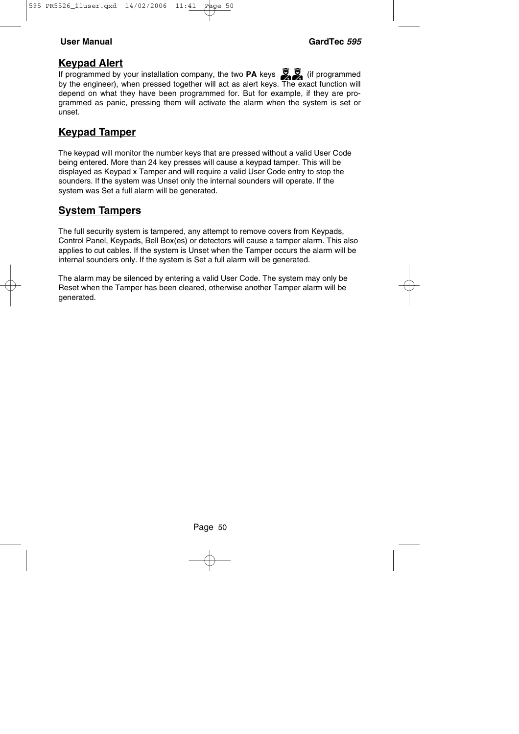## Keypad Alert

If programmed by your installation company, the two **PA** keys (if programmed by the engineer), when pressed together will act as alert keys. The exact function will depend on what they have been programmed for. But for example, if they are programmed as panic, pressing them will activate the alarm when the system is set or unset.

## Keypad Tamper

The keypad will monitor the number keys that are pressed without a valid User Code being entered. More than 24 key presses will cause a keypad tamper. This will be displayed as Keypad x Tamper and will require a valid User Code entry to stop the sounders. If the system was Unset only the internal sounders will operate. If the system was Set a full alarm will be generated.

## System Tampers

The full security system is tampered, any attempt to remove covers from Keypads, Control Panel, Keypads, Bell Box(es) or detectors will cause a tamper alarm. This also applies to cut cables. If the system is Unset when the Tamper occurs the alarm will be internal sounders only. If the system is Set a full alarm will be generated.

The alarm may be silenced by entering a valid User Code. The system may only be Reset when the Tamper has been cleared, otherwise another Tamper alarm will be generated.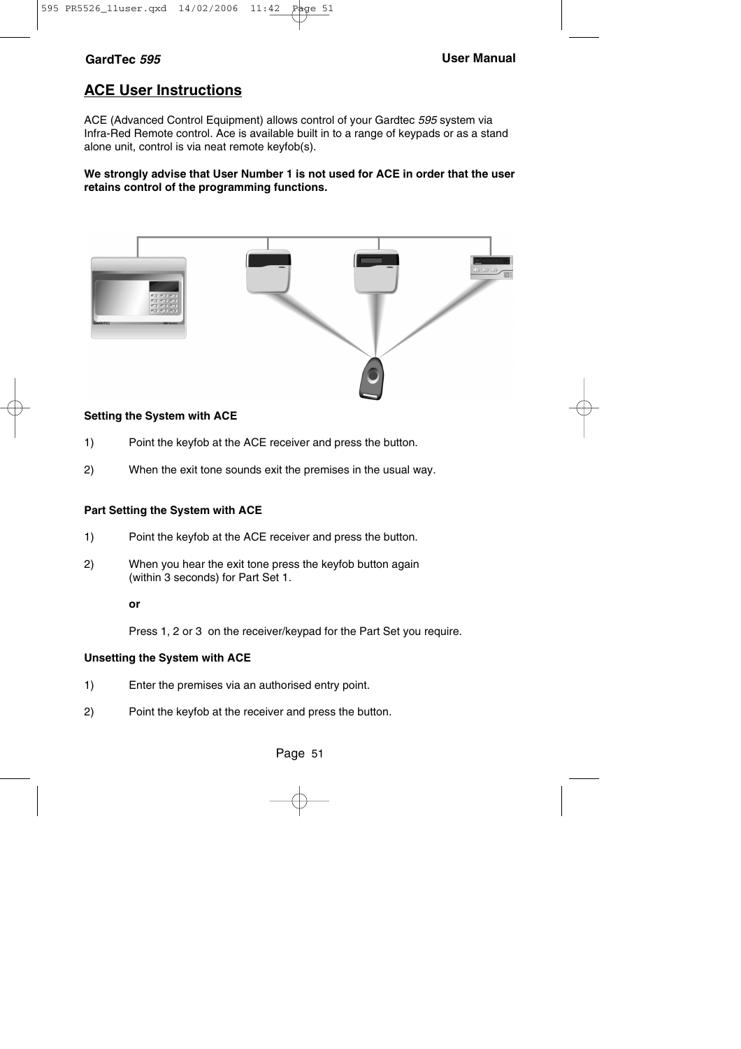## ACE User Instructions

ACE (Advanced Control Equipment) allows control of your Gardtec *595* system via Infra-Red Remote control. Ace is available built in to a range of keypads or as a stand alone unit, control is via neat remote keyfob(s).

**We strongly advise that User Number 1 is not used for ACE in order that the user retains control of the programming functions.**

**Setting the System with ACE**

1) Point the keyfob at the ACE receiver and press the button.

2) When the exit tone sounds exit the premises in the usual way.

**Part Setting the System with ACE**

1) Point the keyfob at the ACE receiver and press the button.

2) When you hear the exit tone press the keyfob button again (within 3 seconds) for Part Set 1.

   **or**

   Press 1, 2 or 3 on the receiver/keypad for the Part Set you require.

**Unsetting the System with ACE**

1) Enter the premises via an authorised entry point.

2) Point the keyfob at the receiver and press the button.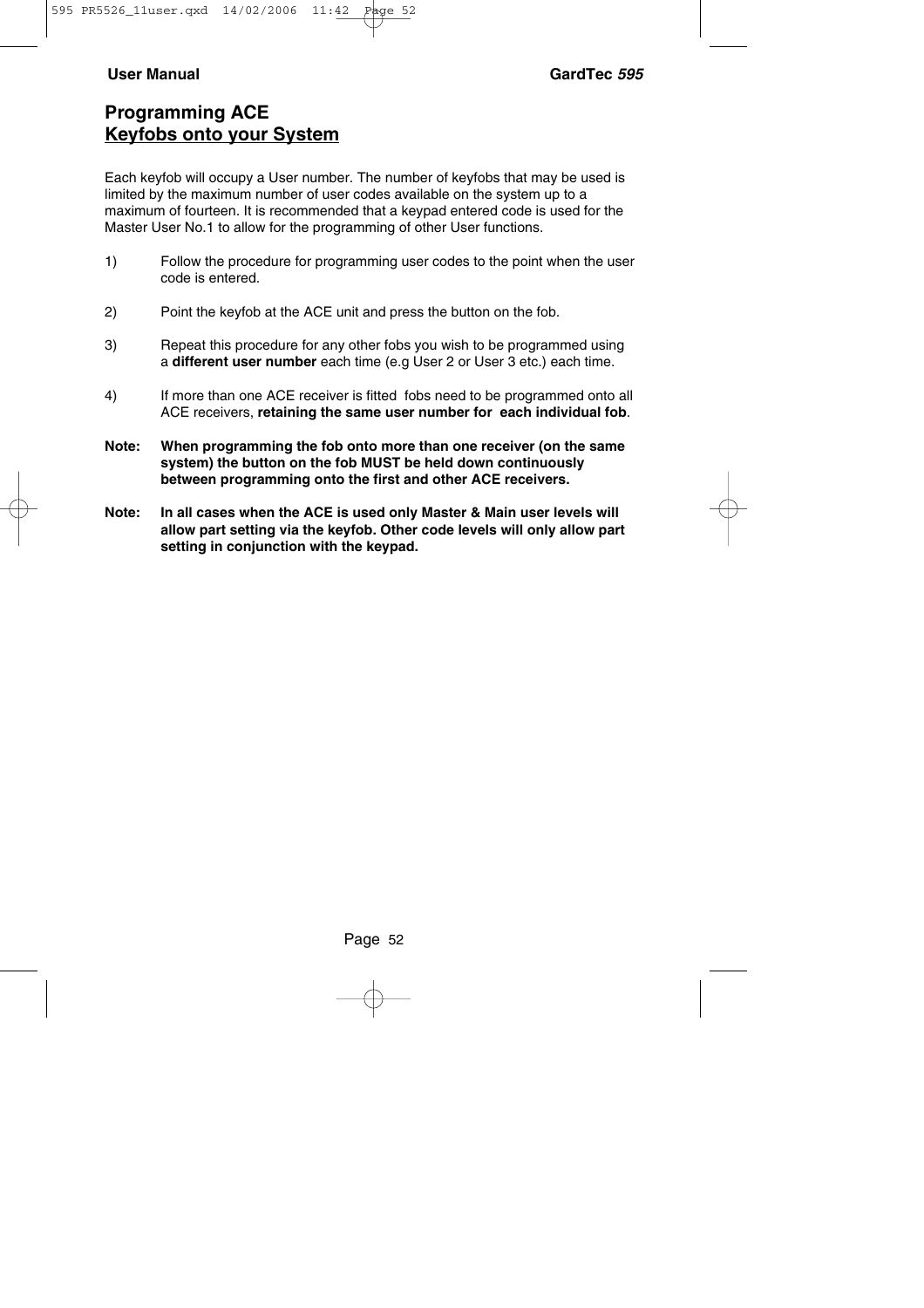## Programming ACE
## Keyfobs onto your System

Each keyfob will occupy a User number. The number of keyfobs that may be used is limited by the maximum number of user codes available on the system up to a maximum of fourteen. It is recommended that a keypad entered code is used for the Master User No.1 to allow for the programming of other User functions.

1) Follow the procedure for programming user codes to the point when the user code is entered.

2) Point the keyfob at the ACE unit and press the button on the fob.

3) Repeat this procedure for any other fobs you wish to be programmed using a **different user number** each time (e.g User 2 or User 3 etc.) each time.

4) If more than one ACE receiver is fitted fobs need to be programmed onto all ACE receivers, **retaining the same user number for each individual fob**.

**Note: When programming the fob onto more than one receiver (on the same system) the button on the fob MUST be held down continuously between programming onto the first and other ACE receivers.**

**Note: In all cases when the ACE is used only Master & Main user levels will allow part setting via the keyfob. Other code levels will only allow part setting in conjunction with the keypad.**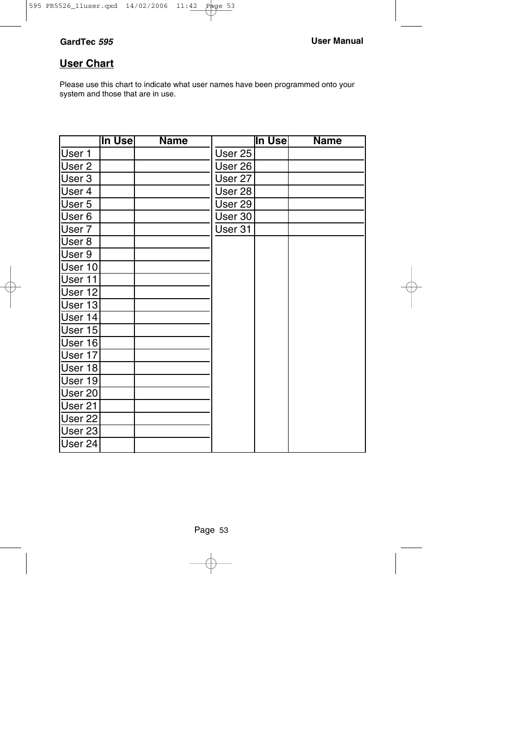## User Chart

Please use this chart to indicate what user names have been programmed onto your system and those that are in use.

| | In Use | Name | | In Use | Name |
|---|---|---|---|---|---|
| User 1 | | | User 25 | | |
| User 2 | | | User 26 | | |
| User 3 | | | User 27 | | |
| User 4 | | | User 28 | | |
| User 5 | | | User 29 | | |
| User 6 | | | User 30 | | |
| User 7 | | | User 31 | | |
| User 8 | | | | | |
| User 9 | | | | | |
| User 10 | | | | | |
| User 11 | | | | | |
| User 12 | | | | | |
| User 13 | | | | | |
| User 14 | | | | | |
| User 15 | | | | | |
| User 16 | | | | | |
| User 17 | | | | | |
| User 18 | | | | | |
| User 19 | | | | | |
| User 20 | | | | | |
| User 21 | | | | | |
| User 22 | | | | | |
| User 23 | | | | | |
| User 24 | | | | | |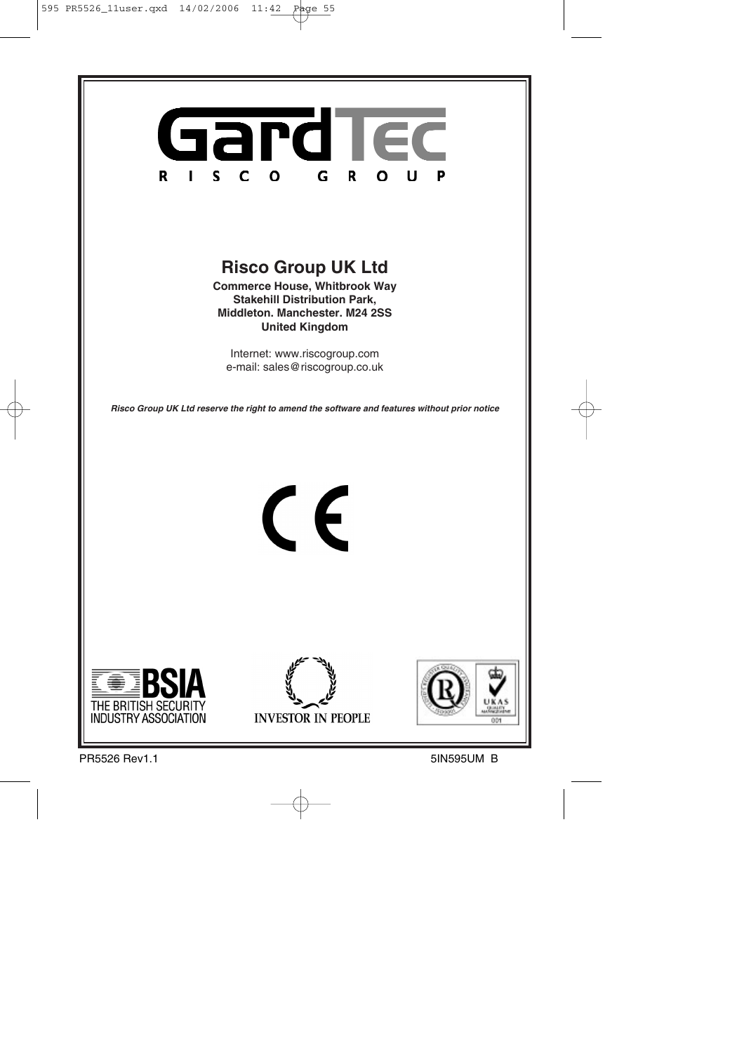GardTec

RISCO GROUP

## Risco Group UK Ltd

**Commerce House, Whitbrook Way**
**Stakehill Distribution Park,**
**Middleton. Manchester. M24 2SS**
**United Kingdom**

Internet: www.riscogroup.com
e-mail: sales@riscogroup.co.uk

***Risco Group UK Ltd reserve the right to amend the software and features without prior notice***

CE

BSIA
THE BRITISH SECURITY INDUSTRY ASSOCIATION

INVESTOR IN PEOPLE

UKAS QUALITY MANAGEMENT 001

PR5526 Rev1.1

5IN595UM B